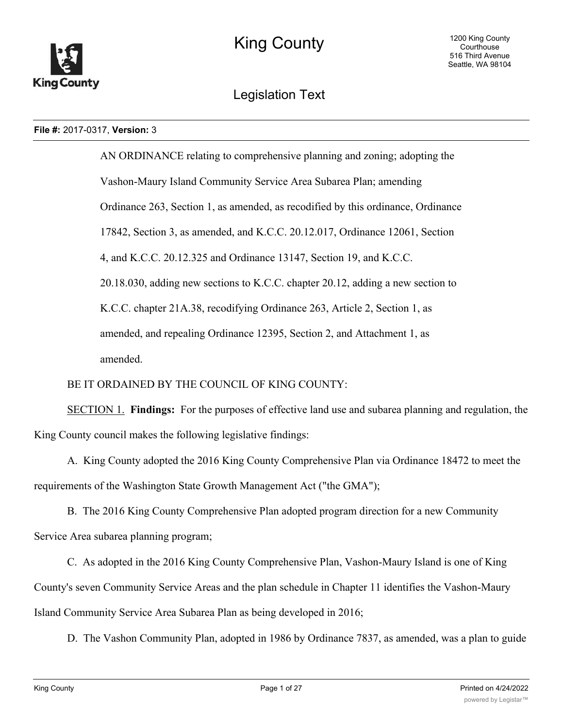# King County

## Legislation Text

**File #:** 2017-0317, **Version:** 3

AN ORDINANCE relating to comprehensive planning and zoning; adopting the Vashon-Maury Island Community Service Area Subarea Plan; amending Ordinance 263, Section 1, as amended, as recodified by this ordinance, Ordinance 17842, Section 3, as amended, and K.C.C. 20.12.017, Ordinance 12061, Section 4, and K.C.C. 20.12.325 and Ordinance 13147, Section 19, and K.C.C. 20.18.030, adding new sections to K.C.C. chapter 20.12, adding a new section to K.C.C. chapter 21A.38, recodifying Ordinance 263, Article 2, Section 1, as amended, and repealing Ordinance 12395, Section 2, and Attachment 1, as amended.

BE IT ORDAINED BY THE COUNCIL OF KING COUNTY:

SECTION 1. **Findings:** For the purposes of effective land use and subarea planning and regulation, the King County council makes the following legislative findings:

A. King County adopted the 2016 King County Comprehensive Plan via Ordinance 18472 to meet the requirements of the Washington State Growth Management Act ("the GMA");

B. The 2016 King County Comprehensive Plan adopted program direction for a new Community Service Area subarea planning program;

C. As adopted in the 2016 King County Comprehensive Plan, Vashon-Maury Island is one of King County's seven Community Service Areas and the plan schedule in Chapter 11 identifies the Vashon-Maury Island Community Service Area Subarea Plan as being developed in 2016;

D. The Vashon Community Plan, adopted in 1986 by Ordinance 7837, as amended, was a plan to guide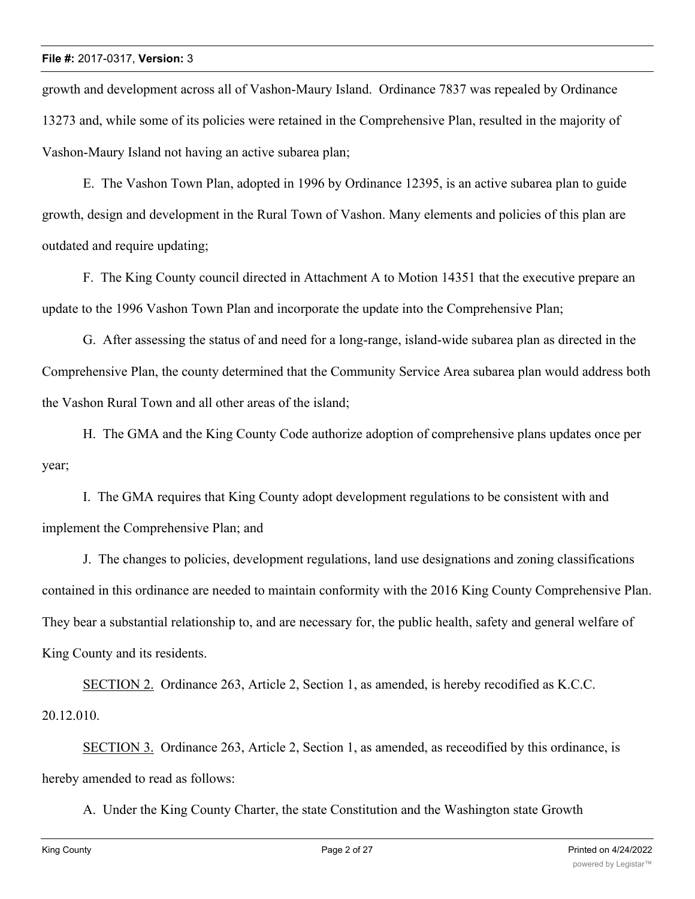growth and development across all of Vashon-Maury Island. Ordinance 7837 was repealed by Ordinance 13273 and, while some of its policies were retained in the Comprehensive Plan, resulted in the majority of Vashon-Maury Island not having an active subarea plan;

E. The Vashon Town Plan, adopted in 1996 by Ordinance 12395, is an active subarea plan to guide growth, design and development in the Rural Town of Vashon. Many elements and policies of this plan are outdated and require updating;

F. The King County council directed in Attachment A to Motion 14351 that the executive prepare an update to the 1996 Vashon Town Plan and incorporate the update into the Comprehensive Plan;

G. After assessing the status of and need for a long-range, island-wide subarea plan as directed in the Comprehensive Plan, the county determined that the Community Service Area subarea plan would address both the Vashon Rural Town and all other areas of the island;

H. The GMA and the King County Code authorize adoption of comprehensive plans updates once per year;

I. The GMA requires that King County adopt development regulations to be consistent with and implement the Comprehensive Plan; and

J. The changes to policies, development regulations, land use designations and zoning classifications contained in this ordinance are needed to maintain conformity with the 2016 King County Comprehensive Plan. They bear a substantial relationship to, and are necessary for, the public health, safety and general welfare of King County and its residents.

SECTION 2. Ordinance 263, Article 2, Section 1, as amended, is hereby recodified as K.C.C. 20.12.010.

SECTION 3. Ordinance 263, Article 2, Section 1, as amended, as receodified by this ordinance, is hereby amended to read as follows:

A. Under the King County Charter, the state Constitution and the Washington state Growth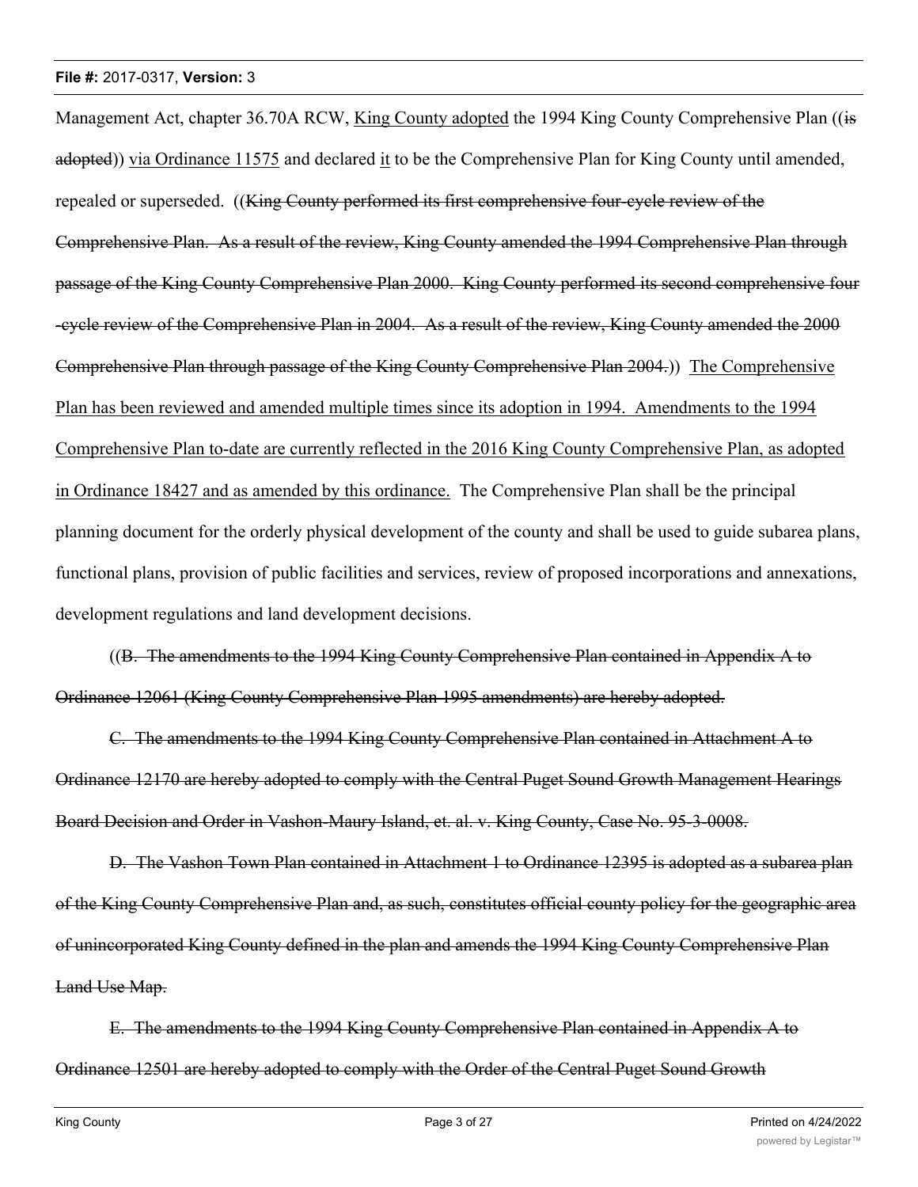Management Act, chapter 36.70A RCW, <u>King County adopted</u> the 1994 King County Comprehensive Plan ((~~is adopted~~)) <u>via Ordinance 11575</u> and declared <u>it</u> to be the Comprehensive Plan for King County until amended, repealed or superseded. ((~~King County performed its first comprehensive four-cycle review of the Comprehensive Plan. As a result of the review, King County amended the 1994 Comprehensive Plan through passage of the King County Comprehensive Plan 2000. King County performed its second comprehensive four -cycle review of the Comprehensive Plan in 2004. As a result of the review, King County amended the 2000 Comprehensive Plan through passage of the King County Comprehensive Plan 2004.~~)) <u>The Comprehensive Plan has been reviewed and amended multiple times since its adoption in 1994. Amendments to the 1994 Comprehensive Plan to-date are currently reflected in the 2016 King County Comprehensive Plan, as adopted in Ordinance 18427 and as amended by this ordinance.</u> The Comprehensive Plan shall be the principal planning document for the orderly physical development of the county and shall be used to guide subarea plans, functional plans, provision of public facilities and services, review of proposed incorporations and annexations, development regulations and land development decisions.

((~~B. The amendments to the 1994 King County Comprehensive Plan contained in Appendix A to Ordinance 12061 (King County Comprehensive Plan 1995 amendments) are hereby adopted.~~

~~C. The amendments to the 1994 King County Comprehensive Plan contained in Attachment A to Ordinance 12170 are hereby adopted to comply with the Central Puget Sound Growth Management Hearings Board Decision and Order in Vashon-Maury Island, et. al. v. King County, Case No. 95-3-0008.~~

~~D. The Vashon Town Plan contained in Attachment 1 to Ordinance 12395 is adopted as a subarea plan of the King County Comprehensive Plan and, as such, constitutes official county policy for the geographic area of unincorporated King County defined in the plan and amends the 1994 King County Comprehensive Plan Land Use Map.~~

~~E. The amendments to the 1994 King County Comprehensive Plan contained in Appendix A to Ordinance 12501 are hereby adopted to comply with the Order of the Central Puget Sound Growth~~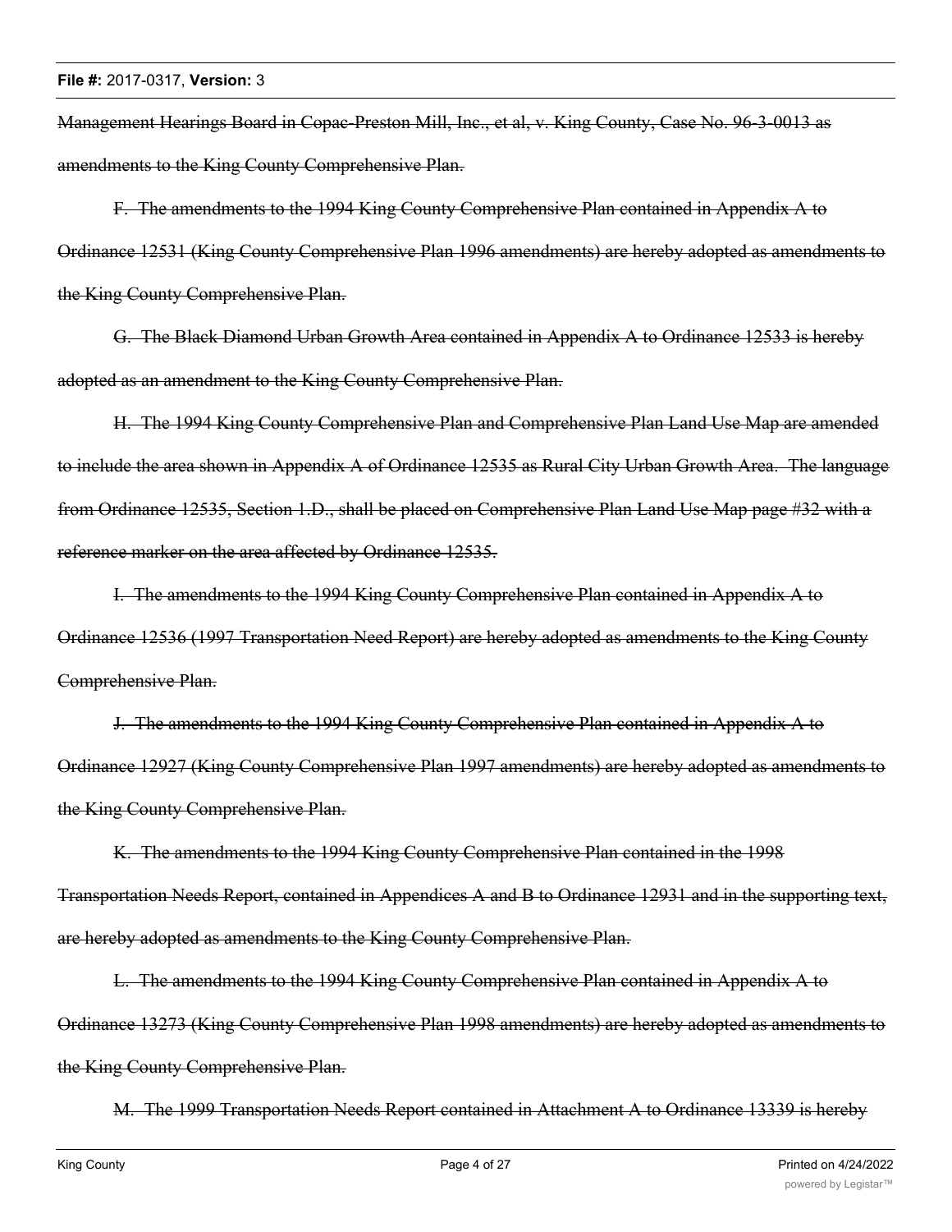~~Management Hearings Board in Copac-Preston Mill, Inc., et al, v. King County, Case No. 96-3-0013 as amendments to the King County Comprehensive Plan.~~

~~F. The amendments to the 1994 King County Comprehensive Plan contained in Appendix A to Ordinance 12531 (King County Comprehensive Plan 1996 amendments) are hereby adopted as amendments to the King County Comprehensive Plan.~~

~~G. The Black Diamond Urban Growth Area contained in Appendix A to Ordinance 12533 is hereby adopted as an amendment to the King County Comprehensive Plan.~~

~~H. The 1994 King County Comprehensive Plan and Comprehensive Plan Land Use Map are amended to include the area shown in Appendix A of Ordinance 12535 as Rural City Urban Growth Area. The language from Ordinance 12535, Section 1.D., shall be placed on Comprehensive Plan Land Use Map page #32 with a reference marker on the area affected by Ordinance 12535.~~

~~I. The amendments to the 1994 King County Comprehensive Plan contained in Appendix A to Ordinance 12536 (1997 Transportation Need Report) are hereby adopted as amendments to the King County Comprehensive Plan.~~

~~J. The amendments to the 1994 King County Comprehensive Plan contained in Appendix A to Ordinance 12927 (King County Comprehensive Plan 1997 amendments) are hereby adopted as amendments to the King County Comprehensive Plan.~~

~~K. The amendments to the 1994 King County Comprehensive Plan contained in the 1998 Transportation Needs Report, contained in Appendices A and B to Ordinance 12931 and in the supporting text, are hereby adopted as amendments to the King County Comprehensive Plan.~~

~~L. The amendments to the 1994 King County Comprehensive Plan contained in Appendix A to Ordinance 13273 (King County Comprehensive Plan 1998 amendments) are hereby adopted as amendments to the King County Comprehensive Plan.~~

~~M. The 1999 Transportation Needs Report contained in Attachment A to Ordinance 13339 is hereby~~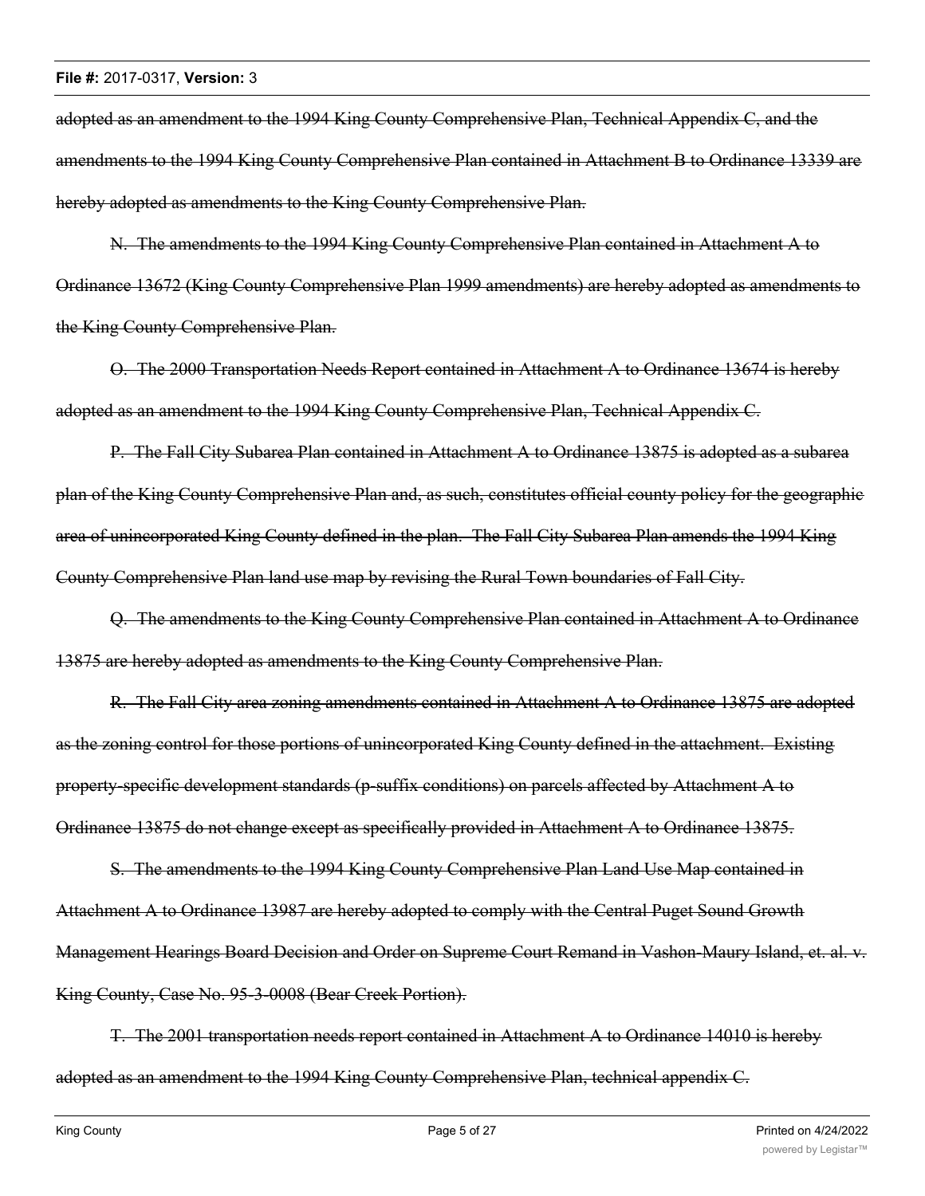~~adopted as an amendment to the 1994 King County Comprehensive Plan, Technical Appendix C, and the amendments to the 1994 King County Comprehensive Plan contained in Attachment B to Ordinance 13339 are hereby adopted as amendments to the King County Comprehensive Plan.~~

~~N. The amendments to the 1994 King County Comprehensive Plan contained in Attachment A to Ordinance 13672 (King County Comprehensive Plan 1999 amendments) are hereby adopted as amendments to the King County Comprehensive Plan.~~

~~O. The 2000 Transportation Needs Report contained in Attachment A to Ordinance 13674 is hereby adopted as an amendment to the 1994 King County Comprehensive Plan, Technical Appendix C.~~

~~P. The Fall City Subarea Plan contained in Attachment A to Ordinance 13875 is adopted as a subarea plan of the King County Comprehensive Plan and, as such, constitutes official county policy for the geographic area of unincorporated King County defined in the plan. The Fall City Subarea Plan amends the 1994 King County Comprehensive Plan land use map by revising the Rural Town boundaries of Fall City.~~

~~Q. The amendments to the King County Comprehensive Plan contained in Attachment A to Ordinance 13875 are hereby adopted as amendments to the King County Comprehensive Plan.~~

~~R. The Fall City area zoning amendments contained in Attachment A to Ordinance 13875 are adopted as the zoning control for those portions of unincorporated King County defined in the attachment. Existing property-specific development standards (p-suffix conditions) on parcels affected by Attachment A to Ordinance 13875 do not change except as specifically provided in Attachment A to Ordinance 13875.~~

~~S. The amendments to the 1994 King County Comprehensive Plan Land Use Map contained in Attachment A to Ordinance 13987 are hereby adopted to comply with the Central Puget Sound Growth Management Hearings Board Decision and Order on Supreme Court Remand in Vashon-Maury Island, et. al. v. King County, Case No. 95-3-0008 (Bear Creek Portion).~~

~~T. The 2001 transportation needs report contained in Attachment A to Ordinance 14010 is hereby adopted as an amendment to the 1994 King County Comprehensive Plan, technical appendix C.~~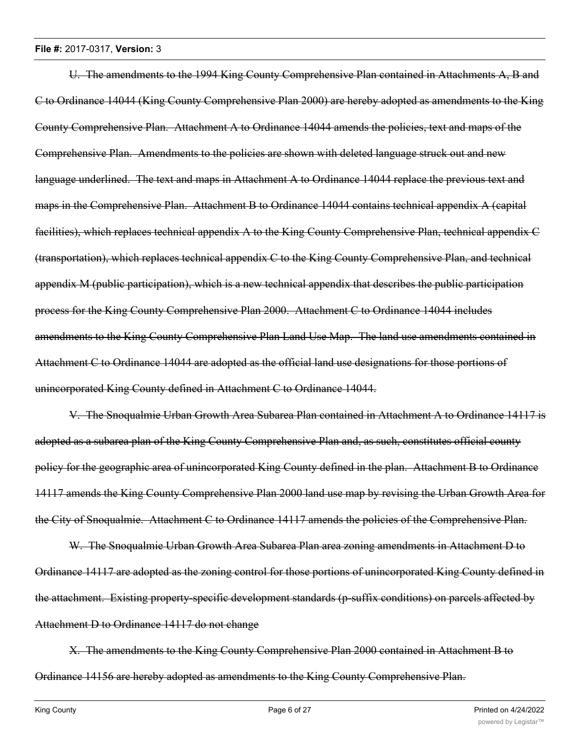~~U. The amendments to the 1994 King County Comprehensive Plan contained in Attachments A, B and C to Ordinance 14044 (King County Comprehensive Plan 2000) are hereby adopted as amendments to the King County Comprehensive Plan. Attachment A to Ordinance 14044 amends the policies, text and maps of the Comprehensive Plan. Amendments to the policies are shown with deleted language struck out and new language underlined. The text and maps in Attachment A to Ordinance 14044 replace the previous text and maps in the Comprehensive Plan. Attachment B to Ordinance 14044 contains technical appendix A (capital facilities), which replaces technical appendix A to the King County Comprehensive Plan, technical appendix C (transportation), which replaces technical appendix C to the King County Comprehensive Plan, and technical appendix M (public participation), which is a new technical appendix that describes the public participation process for the King County Comprehensive Plan 2000. Attachment C to Ordinance 14044 includes amendments to the King County Comprehensive Plan Land Use Map. The land use amendments contained in Attachment C to Ordinance 14044 are adopted as the official land use designations for those portions of unincorporated King County defined in Attachment C to Ordinance 14044.~~

~~V. The Snoqualmie Urban Growth Area Subarea Plan contained in Attachment A to Ordinance 14117 is adopted as a subarea plan of the King County Comprehensive Plan and, as such, constitutes official county policy for the geographic area of unincorporated King County defined in the plan. Attachment B to Ordinance 14117 amends the King County Comprehensive Plan 2000 land use map by revising the Urban Growth Area for the City of Snoqualmie. Attachment C to Ordinance 14117 amends the policies of the Comprehensive Plan.~~

~~W. The Snoqualmie Urban Growth Area Subarea Plan area zoning amendments in Attachment D to Ordinance 14117 are adopted as the zoning control for those portions of unincorporated King County defined in the attachment. Existing property-specific development standards (p-suffix conditions) on parcels affected by Attachment D to Ordinance 14117 do not change~~

~~X. The amendments to the King County Comprehensive Plan 2000 contained in Attachment B to Ordinance 14156 are hereby adopted as amendments to the King County Comprehensive Plan.~~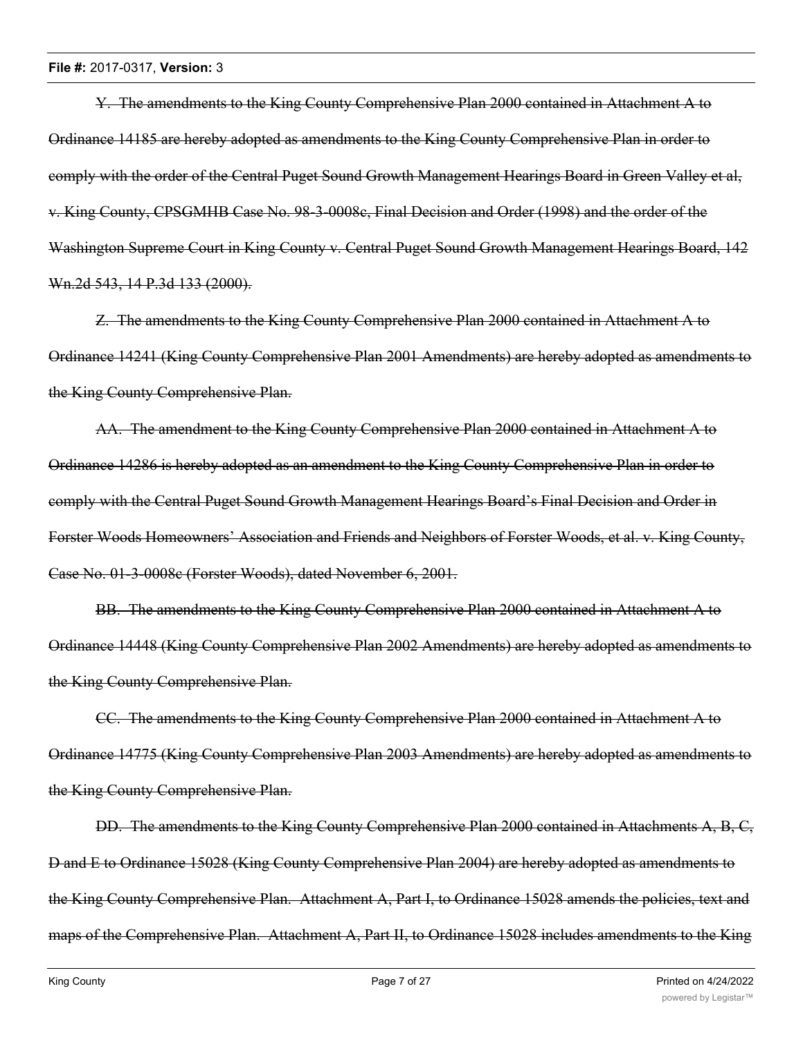~~Y. The amendments to the King County Comprehensive Plan 2000 contained in Attachment A to Ordinance 14185 are hereby adopted as amendments to the King County Comprehensive Plan in order to comply with the order of the Central Puget Sound Growth Management Hearings Board in Green Valley et al, v. King County, CPSGMHB Case No. 98-3-0008c, Final Decision and Order (1998) and the order of the Washington Supreme Court in King County v. Central Puget Sound Growth Management Hearings Board, 142 Wn.2d 543, 14 P.3d 133 (2000).~~

~~Z. The amendments to the King County Comprehensive Plan 2000 contained in Attachment A to Ordinance 14241 (King County Comprehensive Plan 2001 Amendments) are hereby adopted as amendments to the King County Comprehensive Plan.~~

~~AA. The amendment to the King County Comprehensive Plan 2000 contained in Attachment A to Ordinance 14286 is hereby adopted as an amendment to the King County Comprehensive Plan in order to comply with the Central Puget Sound Growth Management Hearings Board's Final Decision and Order in Forster Woods Homeowners' Association and Friends and Neighbors of Forster Woods, et al. v. King County, Case No. 01-3-0008c (Forster Woods), dated November 6, 2001.~~

~~BB. The amendments to the King County Comprehensive Plan 2000 contained in Attachment A to Ordinance 14448 (King County Comprehensive Plan 2002 Amendments) are hereby adopted as amendments to the King County Comprehensive Plan.~~

~~CC. The amendments to the King County Comprehensive Plan 2000 contained in Attachment A to Ordinance 14775 (King County Comprehensive Plan 2003 Amendments) are hereby adopted as amendments to the King County Comprehensive Plan.~~

~~DD. The amendments to the King County Comprehensive Plan 2000 contained in Attachments A, B, C, D and E to Ordinance 15028 (King County Comprehensive Plan 2004) are hereby adopted as amendments to the King County Comprehensive Plan. Attachment A, Part I, to Ordinance 15028 amends the policies, text and maps of the Comprehensive Plan. Attachment A, Part II, to Ordinance 15028 includes amendments to the King~~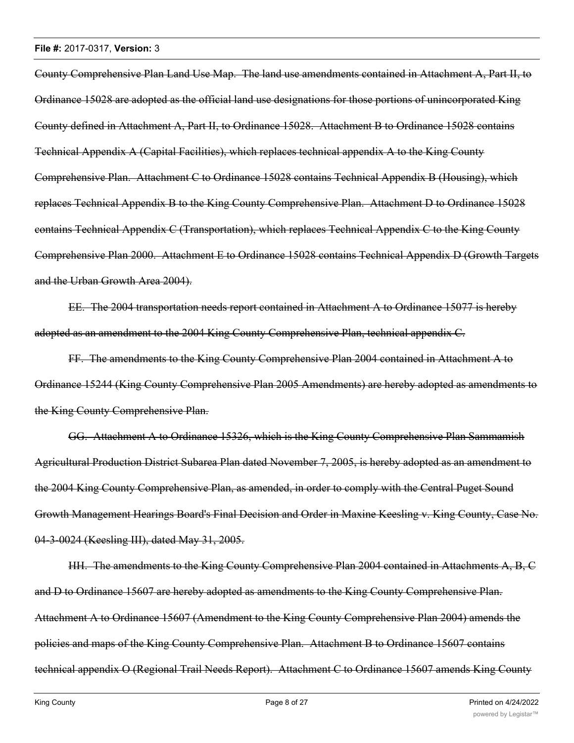~~County Comprehensive Plan Land Use Map. The land use amendments contained in Attachment A, Part II, to Ordinance 15028 are adopted as the official land use designations for those portions of unincorporated King County defined in Attachment A, Part II, to Ordinance 15028. Attachment B to Ordinance 15028 contains Technical Appendix A (Capital Facilities), which replaces technical appendix A to the King County Comprehensive Plan. Attachment C to Ordinance 15028 contains Technical Appendix B (Housing), which replaces Technical Appendix B to the King County Comprehensive Plan. Attachment D to Ordinance 15028 contains Technical Appendix C (Transportation), which replaces Technical Appendix C to the King County Comprehensive Plan 2000. Attachment E to Ordinance 15028 contains Technical Appendix D (Growth Targets and the Urban Growth Area 2004).~~

~~EE. The 2004 transportation needs report contained in Attachment A to Ordinance 15077 is hereby adopted as an amendment to the 2004 King County Comprehensive Plan, technical appendix C.~~

~~FF. The amendments to the King County Comprehensive Plan 2004 contained in Attachment A to Ordinance 15244 (King County Comprehensive Plan 2005 Amendments) are hereby adopted as amendments to the King County Comprehensive Plan.~~

~~GG. Attachment A to Ordinance 15326, which is the King County Comprehensive Plan Sammamish Agricultural Production District Subarea Plan dated November 7, 2005, is hereby adopted as an amendment to the 2004 King County Comprehensive Plan, as amended, in order to comply with the Central Puget Sound Growth Management Hearings Board's Final Decision and Order in Maxine Keesling v. King County, Case No. 04-3-0024 (Keesling III), dated May 31, 2005.~~

~~HH. The amendments to the King County Comprehensive Plan 2004 contained in Attachments A, B, C and D to Ordinance 15607 are hereby adopted as amendments to the King County Comprehensive Plan. Attachment A to Ordinance 15607 (Amendment to the King County Comprehensive Plan 2004) amends the policies and maps of the King County Comprehensive Plan. Attachment B to Ordinance 15607 contains technical appendix O (Regional Trail Needs Report). Attachment C to Ordinance 15607 amends King County~~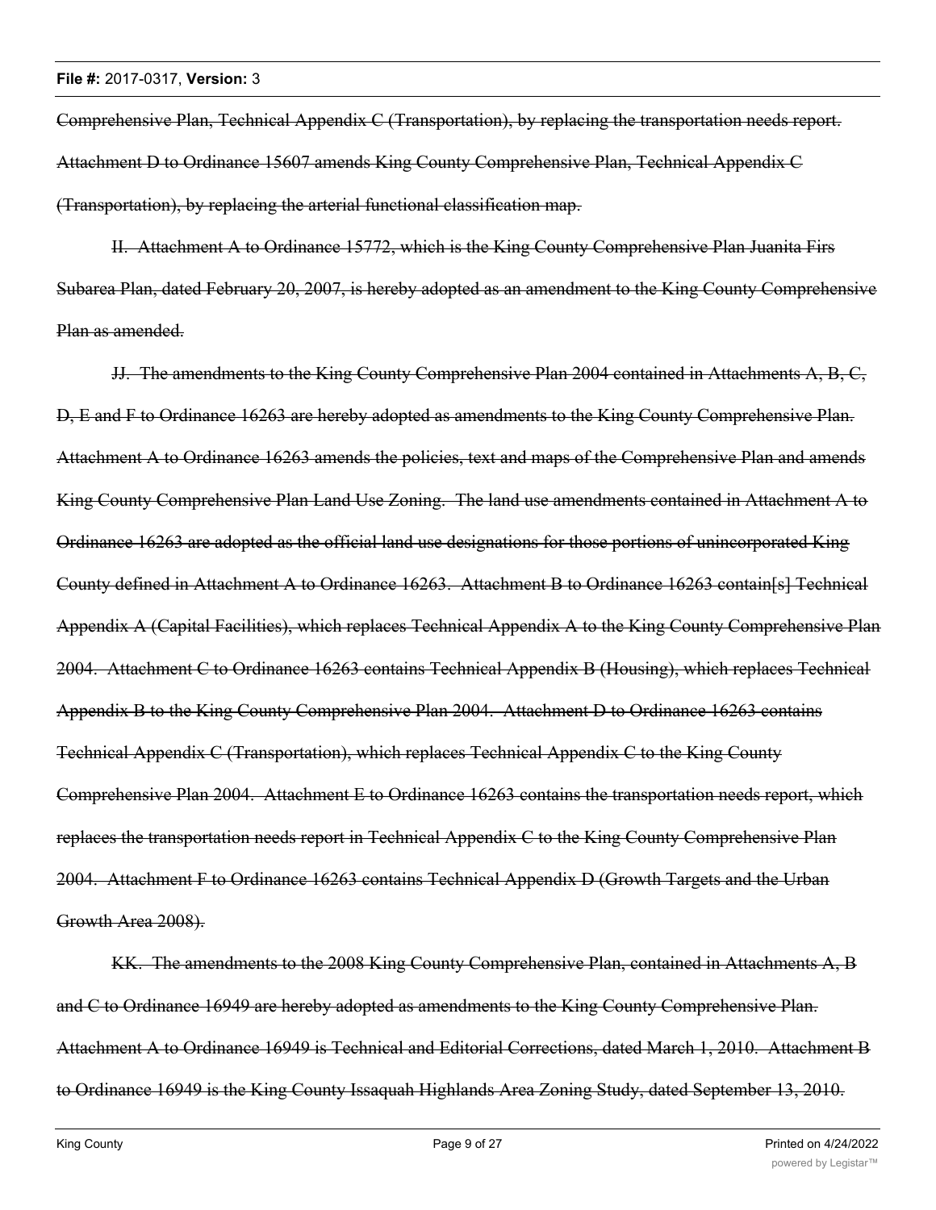~~Comprehensive Plan, Technical Appendix C (Transportation), by replacing the transportation needs report. Attachment D to Ordinance 15607 amends King County Comprehensive Plan, Technical Appendix C (Transportation), by replacing the arterial functional classification map.~~

~~II. Attachment A to Ordinance 15772, which is the King County Comprehensive Plan Juanita Firs Subarea Plan, dated February 20, 2007, is hereby adopted as an amendment to the King County Comprehensive Plan as amended.~~

~~JJ. The amendments to the King County Comprehensive Plan 2004 contained in Attachments A, B, C, D, E and F to Ordinance 16263 are hereby adopted as amendments to the King County Comprehensive Plan. Attachment A to Ordinance 16263 amends the policies, text and maps of the Comprehensive Plan and amends King County Comprehensive Plan Land Use Zoning. The land use amendments contained in Attachment A to Ordinance 16263 are adopted as the official land use designations for those portions of unincorporated King County defined in Attachment A to Ordinance 16263. Attachment B to Ordinance 16263 contain[s] Technical Appendix A (Capital Facilities), which replaces Technical Appendix A to the King County Comprehensive Plan 2004. Attachment C to Ordinance 16263 contains Technical Appendix B (Housing), which replaces Technical Appendix B to the King County Comprehensive Plan 2004. Attachment D to Ordinance 16263 contains Technical Appendix C (Transportation), which replaces Technical Appendix C to the King County Comprehensive Plan 2004. Attachment E to Ordinance 16263 contains the transportation needs report, which replaces the transportation needs report in Technical Appendix C to the King County Comprehensive Plan 2004. Attachment F to Ordinance 16263 contains Technical Appendix D (Growth Targets and the Urban Growth Area 2008).~~

~~KK. The amendments to the 2008 King County Comprehensive Plan, contained in Attachments A, B and C to Ordinance 16949 are hereby adopted as amendments to the King County Comprehensive Plan. Attachment A to Ordinance 16949 is Technical and Editorial Corrections, dated March 1, 2010. Attachment B to Ordinance 16949 is the King County Issaquah Highlands Area Zoning Study, dated September 13, 2010.~~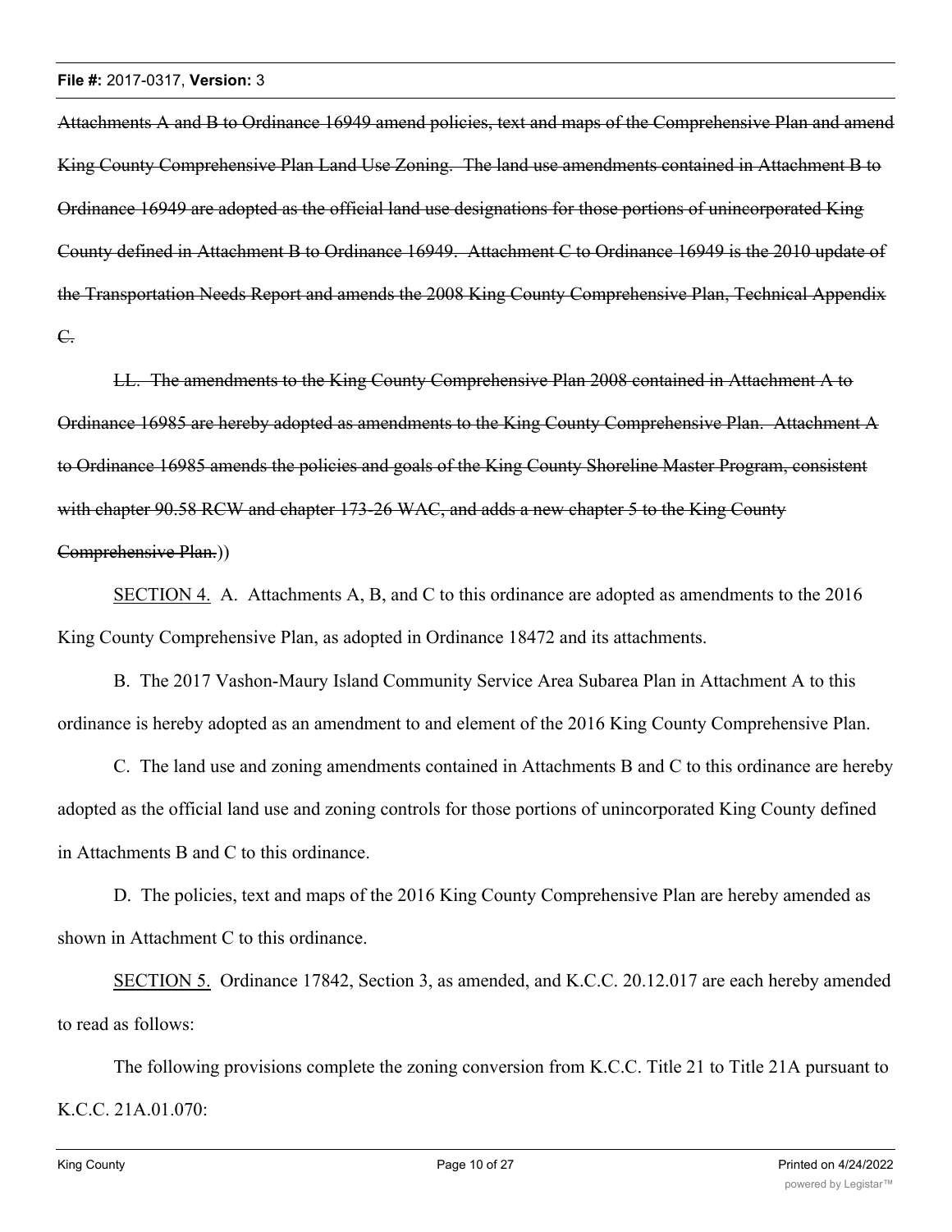~~Attachments A and B to Ordinance 16949 amend policies, text and maps of the Comprehensive Plan and amend King County Comprehensive Plan Land Use Zoning. The land use amendments contained in Attachment B to Ordinance 16949 are adopted as the official land use designations for those portions of unincorporated King County defined in Attachment B to Ordinance 16949. Attachment C to Ordinance 16949 is the 2010 update of the Transportation Needs Report and amends the 2008 King County Comprehensive Plan, Technical Appendix C.~~

~~LL. The amendments to the King County Comprehensive Plan 2008 contained in Attachment A to Ordinance 16985 are hereby adopted as amendments to the King County Comprehensive Plan. Attachment A to Ordinance 16985 amends the policies and goals of the King County Shoreline Master Program, consistent with chapter 90.58 RCW and chapter 173-26 WAC, and adds a new chapter 5 to the King County Comprehensive Plan.~~))

<u>SECTION 4.</u> A. Attachments A, B, and C to this ordinance are adopted as amendments to the 2016 King County Comprehensive Plan, as adopted in Ordinance 18472 and its attachments.

B. The 2017 Vashon-Maury Island Community Service Area Subarea Plan in Attachment A to this ordinance is hereby adopted as an amendment to and element of the 2016 King County Comprehensive Plan.

C. The land use and zoning amendments contained in Attachments B and C to this ordinance are hereby adopted as the official land use and zoning controls for those portions of unincorporated King County defined in Attachments B and C to this ordinance.

D. The policies, text and maps of the 2016 King County Comprehensive Plan are hereby amended as shown in Attachment C to this ordinance.

<u>SECTION 5.</u> Ordinance 17842, Section 3, as amended, and K.C.C. 20.12.017 are each hereby amended to read as follows:

The following provisions complete the zoning conversion from K.C.C. Title 21 to Title 21A pursuant to K.C.C. 21A.01.070: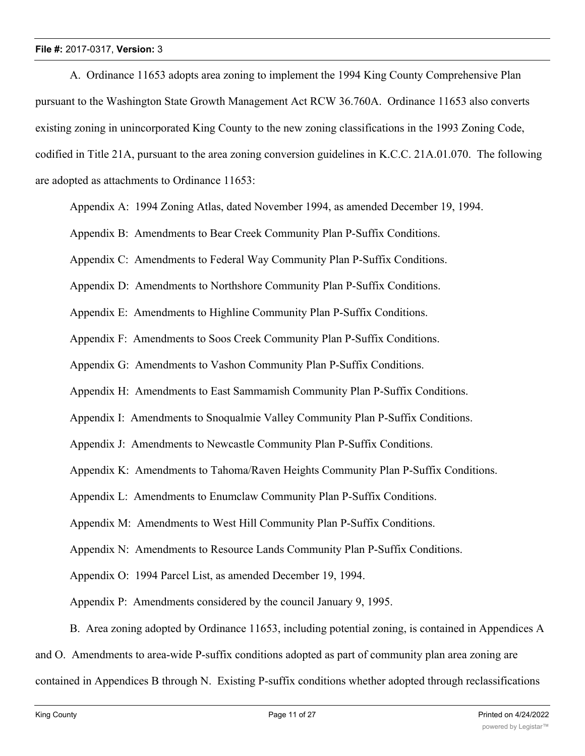A. Ordinance 11653 adopts area zoning to implement the 1994 King County Comprehensive Plan pursuant to the Washington State Growth Management Act RCW 36.760A. Ordinance 11653 also converts existing zoning in unincorporated King County to the new zoning classifications in the 1993 Zoning Code, codified in Title 21A, pursuant to the area zoning conversion guidelines in K.C.C. 21A.01.070. The following are adopted as attachments to Ordinance 11653:

Appendix A: 1994 Zoning Atlas, dated November 1994, as amended December 19, 1994.

Appendix B: Amendments to Bear Creek Community Plan P-Suffix Conditions.

Appendix C: Amendments to Federal Way Community Plan P-Suffix Conditions.

Appendix D: Amendments to Northshore Community Plan P-Suffix Conditions.

Appendix E: Amendments to Highline Community Plan P-Suffix Conditions.

Appendix F: Amendments to Soos Creek Community Plan P-Suffix Conditions.

Appendix G: Amendments to Vashon Community Plan P-Suffix Conditions.

Appendix H: Amendments to East Sammamish Community Plan P-Suffix Conditions.

Appendix I: Amendments to Snoqualmie Valley Community Plan P-Suffix Conditions.

Appendix J: Amendments to Newcastle Community Plan P-Suffix Conditions.

Appendix K: Amendments to Tahoma/Raven Heights Community Plan P-Suffix Conditions.

Appendix L: Amendments to Enumclaw Community Plan P-Suffix Conditions.

Appendix M: Amendments to West Hill Community Plan P-Suffix Conditions.

Appendix N: Amendments to Resource Lands Community Plan P-Suffix Conditions.

Appendix O: 1994 Parcel List, as amended December 19, 1994.

Appendix P: Amendments considered by the council January 9, 1995.

B. Area zoning adopted by Ordinance 11653, including potential zoning, is contained in Appendices A and O. Amendments to area-wide P-suffix conditions adopted as part of community plan area zoning are contained in Appendices B through N. Existing P-suffix conditions whether adopted through reclassifications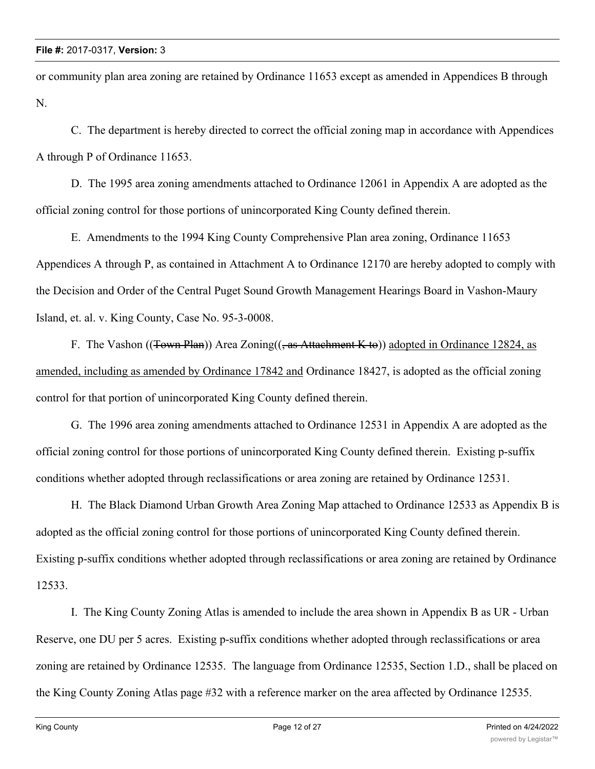or community plan area zoning are retained by Ordinance 11653 except as amended in Appendices B through N.

C. The department is hereby directed to correct the official zoning map in accordance with Appendices A through P of Ordinance 11653.

D. The 1995 area zoning amendments attached to Ordinance 12061 in Appendix A are adopted as the official zoning control for those portions of unincorporated King County defined therein.

E. Amendments to the 1994 King County Comprehensive Plan area zoning, Ordinance 11653 Appendices A through P, as contained in Attachment A to Ordinance 12170 are hereby adopted to comply with the Decision and Order of the Central Puget Sound Growth Management Hearings Board in Vashon-Maury Island, et. al. v. King County, Case No. 95-3-0008.

F. The Vashon ((~~Town Plan~~)) Area Zoning((~~, as Attachment K to~~)) <u>adopted in Ordinance 12824, as amended, including as amended by Ordinance 17842 and</u> Ordinance 18427, is adopted as the official zoning control for that portion of unincorporated King County defined therein.

G. The 1996 area zoning amendments attached to Ordinance 12531 in Appendix A are adopted as the official zoning control for those portions of unincorporated King County defined therein. Existing p-suffix conditions whether adopted through reclassifications or area zoning are retained by Ordinance 12531.

H. The Black Diamond Urban Growth Area Zoning Map attached to Ordinance 12533 as Appendix B is adopted as the official zoning control for those portions of unincorporated King County defined therein. Existing p-suffix conditions whether adopted through reclassifications or area zoning are retained by Ordinance 12533.

I. The King County Zoning Atlas is amended to include the area shown in Appendix B as UR - Urban Reserve, one DU per 5 acres. Existing p-suffix conditions whether adopted through reclassifications or area zoning are retained by Ordinance 12535. The language from Ordinance 12535, Section 1.D., shall be placed on the King County Zoning Atlas page #32 with a reference marker on the area affected by Ordinance 12535.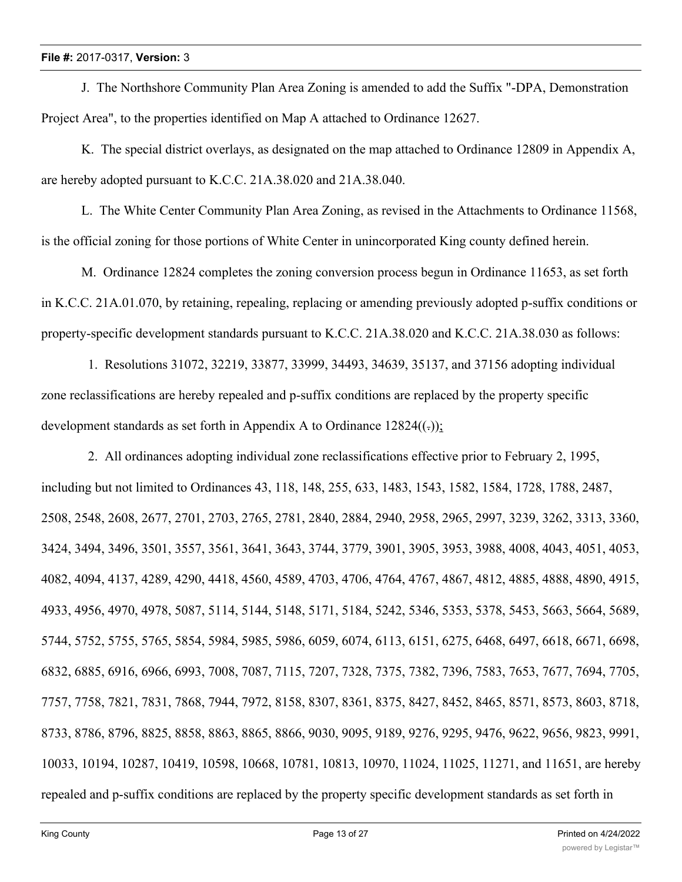J. The Northshore Community Plan Area Zoning is amended to add the Suffix "-DPA, Demonstration Project Area", to the properties identified on Map A attached to Ordinance 12627.

K. The special district overlays, as designated on the map attached to Ordinance 12809 in Appendix A, are hereby adopted pursuant to K.C.C. 21A.38.020 and 21A.38.040.

L. The White Center Community Plan Area Zoning, as revised in the Attachments to Ordinance 11568, is the official zoning for those portions of White Center in unincorporated King county defined herein.

M. Ordinance 12824 completes the zoning conversion process begun in Ordinance 11653, as set forth in K.C.C. 21A.01.070, by retaining, repealing, replacing or amending previously adopted p-suffix conditions or property-specific development standards pursuant to K.C.C. 21A.38.020 and K.C.C. 21A.38.030 as follows:

1. Resolutions 31072, 32219, 33877, 33999, 34493, 34639, 35137, and 37156 adopting individual zone reclassifications are hereby repealed and p-suffix conditions are replaced by the property specific development standards as set forth in Appendix A to Ordinance 12824((.));

2. All ordinances adopting individual zone reclassifications effective prior to February 2, 1995, including but not limited to Ordinances 43, 118, 148, 255, 633, 1483, 1543, 1582, 1584, 1728, 1788, 2487, 2508, 2548, 2608, 2677, 2701, 2703, 2765, 2781, 2840, 2884, 2940, 2958, 2965, 2997, 3239, 3262, 3313, 3360, 3424, 3494, 3496, 3501, 3557, 3561, 3641, 3643, 3744, 3779, 3901, 3905, 3953, 3988, 4008, 4043, 4051, 4053, 4082, 4094, 4137, 4289, 4290, 4418, 4560, 4589, 4703, 4706, 4764, 4767, 4867, 4812, 4885, 4888, 4890, 4915, 4933, 4956, 4970, 4978, 5087, 5114, 5144, 5148, 5171, 5184, 5242, 5346, 5353, 5378, 5453, 5663, 5664, 5689, 5744, 5752, 5755, 5765, 5854, 5984, 5985, 5986, 6059, 6074, 6113, 6151, 6275, 6468, 6497, 6618, 6671, 6698, 6832, 6885, 6916, 6966, 6993, 7008, 7087, 7115, 7207, 7328, 7375, 7382, 7396, 7583, 7653, 7677, 7694, 7705, 7757, 7758, 7821, 7831, 7868, 7944, 7972, 8158, 8307, 8361, 8375, 8427, 8452, 8465, 8571, 8573, 8603, 8718, 8733, 8786, 8796, 8825, 8858, 8863, 8865, 8866, 9030, 9095, 9189, 9276, 9295, 9476, 9622, 9656, 9823, 9991, 10033, 10194, 10287, 10419, 10598, 10668, 10781, 10813, 10970, 11024, 11025, 11271, and 11651, are hereby repealed and p-suffix conditions are replaced by the property specific development standards as set forth in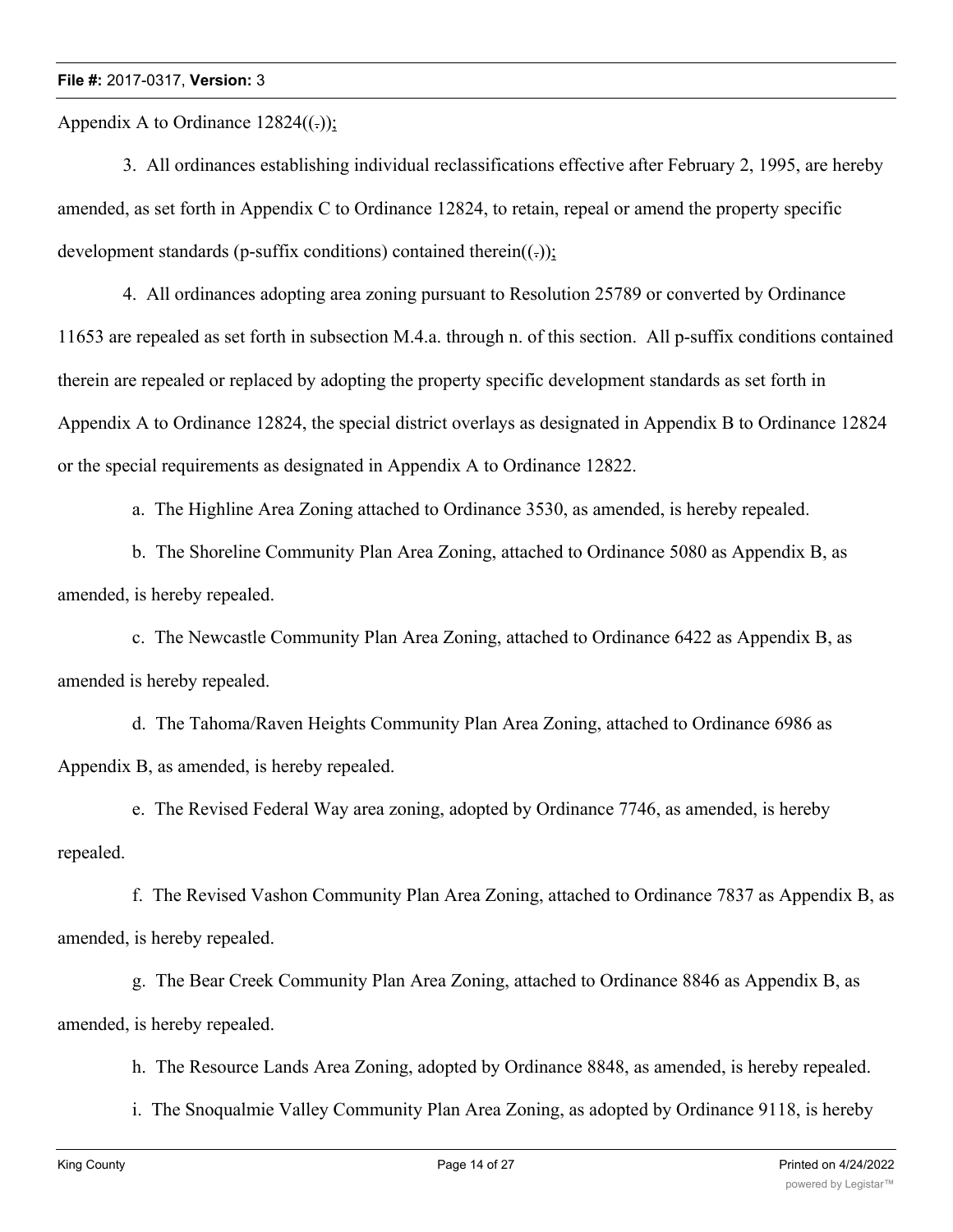Appendix A to Ordinance 12824((.));

3. All ordinances establishing individual reclassifications effective after February 2, 1995, are hereby amended, as set forth in Appendix C to Ordinance 12824, to retain, repeal or amend the property specific development standards (p-suffix conditions) contained therein((.));

4. All ordinances adopting area zoning pursuant to Resolution 25789 or converted by Ordinance 11653 are repealed as set forth in subsection M.4.a. through n. of this section. All p-suffix conditions contained therein are repealed or replaced by adopting the property specific development standards as set forth in Appendix A to Ordinance 12824, the special district overlays as designated in Appendix B to Ordinance 12824 or the special requirements as designated in Appendix A to Ordinance 12822.

a. The Highline Area Zoning attached to Ordinance 3530, as amended, is hereby repealed.

b. The Shoreline Community Plan Area Zoning, attached to Ordinance 5080 as Appendix B, as amended, is hereby repealed.

c. The Newcastle Community Plan Area Zoning, attached to Ordinance 6422 as Appendix B, as amended is hereby repealed.

d. The Tahoma/Raven Heights Community Plan Area Zoning, attached to Ordinance 6986 as Appendix B, as amended, is hereby repealed.

e. The Revised Federal Way area zoning, adopted by Ordinance 7746, as amended, is hereby repealed.

f. The Revised Vashon Community Plan Area Zoning, attached to Ordinance 7837 as Appendix B, as amended, is hereby repealed.

g. The Bear Creek Community Plan Area Zoning, attached to Ordinance 8846 as Appendix B, as amended, is hereby repealed.

h. The Resource Lands Area Zoning, adopted by Ordinance 8848, as amended, is hereby repealed.

i. The Snoqualmie Valley Community Plan Area Zoning, as adopted by Ordinance 9118, is hereby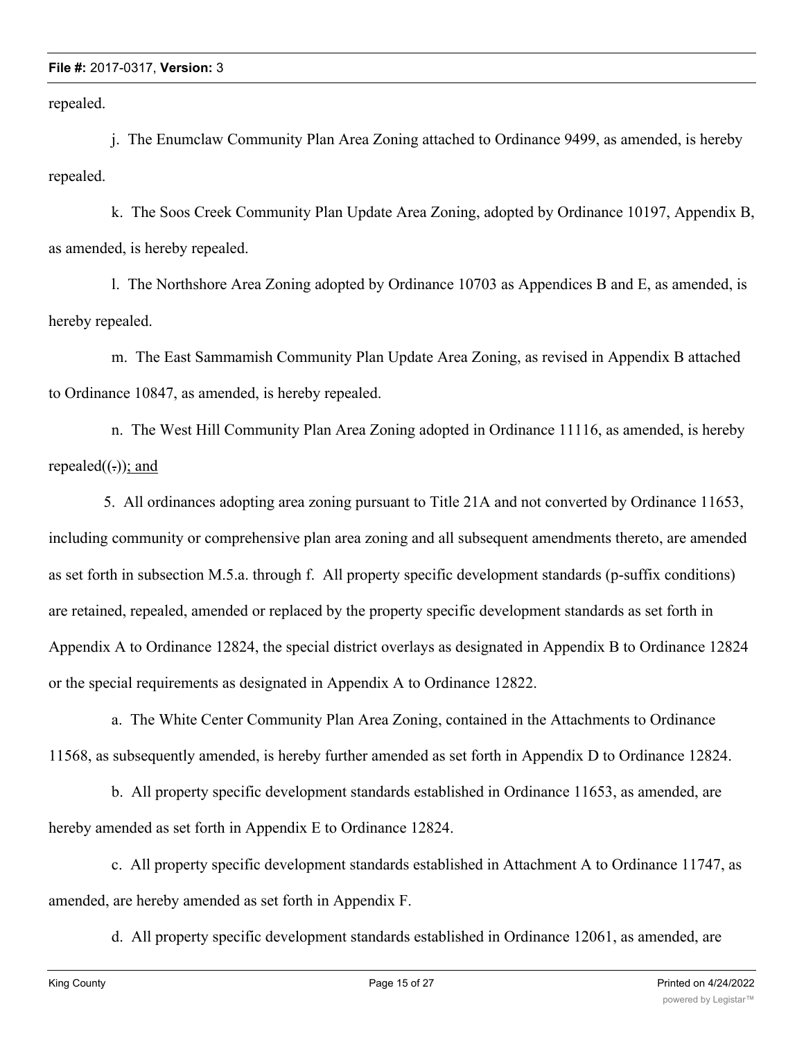repealed.

j.  The Enumclaw Community Plan Area Zoning attached to Ordinance 9499, as amended, is hereby repealed.

k.  The Soos Creek Community Plan Update Area Zoning, adopted by Ordinance 10197, Appendix B, as amended, is hereby repealed.

l.  The Northshore Area Zoning adopted by Ordinance 10703 as Appendices B and E, as amended, is hereby repealed.

m.  The East Sammamish Community Plan Update Area Zoning, as revised in Appendix B attached to Ordinance 10847, as amended, is hereby repealed.

n.  The West Hill Community Plan Area Zoning adopted in Ordinance 11116, as amended, is hereby repealed((.)); and

5.  All ordinances adopting area zoning pursuant to Title 21A and not converted by Ordinance 11653, including community or comprehensive plan area zoning and all subsequent amendments thereto, are amended as set forth in subsection M.5.a. through f.  All property specific development standards (p-suffix conditions) are retained, repealed, amended or replaced by the property specific development standards as set forth in Appendix A to Ordinance 12824, the special district overlays as designated in Appendix B to Ordinance 12824 or the special requirements as designated in Appendix A to Ordinance 12822.

a.  The White Center Community Plan Area Zoning, contained in the Attachments to Ordinance 11568, as subsequently amended, is hereby further amended as set forth in Appendix D to Ordinance 12824.

b.  All property specific development standards established in Ordinance 11653, as amended, are hereby amended as set forth in Appendix E to Ordinance 12824.

c.  All property specific development standards established in Attachment A to Ordinance 11747, as amended, are hereby amended as set forth in Appendix F.

d.  All property specific development standards established in Ordinance 12061, as amended, are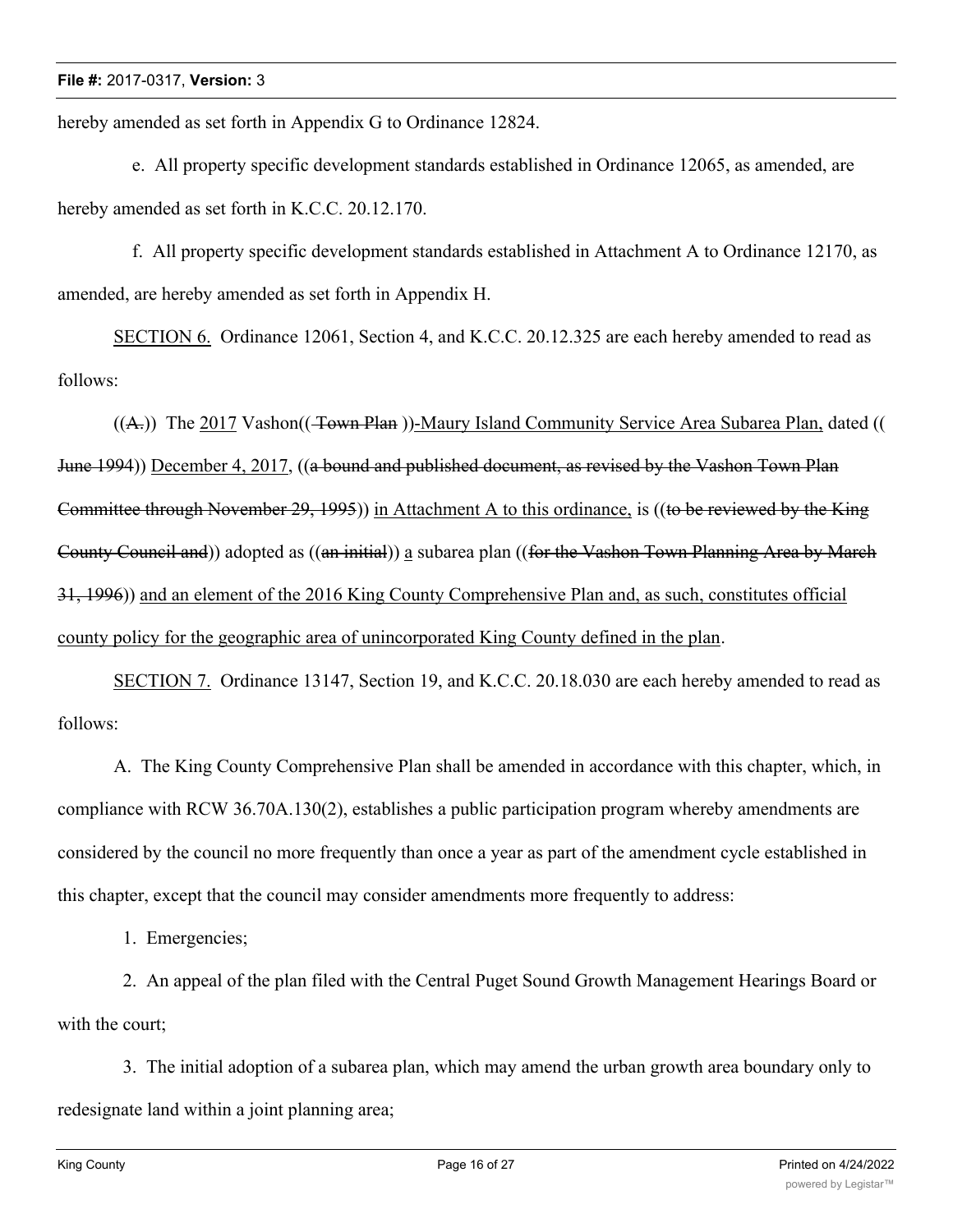hereby amended as set forth in Appendix G to Ordinance 12824.

e. All property specific development standards established in Ordinance 12065, as amended, are hereby amended as set forth in K.C.C. 20.12.170.

f. All property specific development standards established in Attachment A to Ordinance 12170, as amended, are hereby amended as set forth in Appendix H.

SECTION 6. Ordinance 12061, Section 4, and K.C.C. 20.12.325 are each hereby amended to read as follows:

((~~A.~~)) The 2017 Vashon((~~ Town Plan~~ ))-Maury Island Community Service Area Subarea Plan, dated ((~~June 1994~~)) December 4, 2017, ((~~a bound and published document, as revised by the Vashon Town Plan Committee through November 29, 1995~~)) in Attachment A to this ordinance, is ((~~to be reviewed by the King County Council and~~)) adopted as ((~~an initial~~)) a subarea plan ((~~for the Vashon Town Planning Area by March 31, 1996~~)) and an element of the 2016 King County Comprehensive Plan and, as such, constitutes official county policy for the geographic area of unincorporated King County defined in the plan.

SECTION 7. Ordinance 13147, Section 19, and K.C.C. 20.18.030 are each hereby amended to read as follows:

A. The King County Comprehensive Plan shall be amended in accordance with this chapter, which, in compliance with RCW 36.70A.130(2), establishes a public participation program whereby amendments are considered by the council no more frequently than once a year as part of the amendment cycle established in this chapter, except that the council may consider amendments more frequently to address:

1. Emergencies;

2. An appeal of the plan filed with the Central Puget Sound Growth Management Hearings Board or with the court;

3. The initial adoption of a subarea plan, which may amend the urban growth area boundary only to redesignate land within a joint planning area;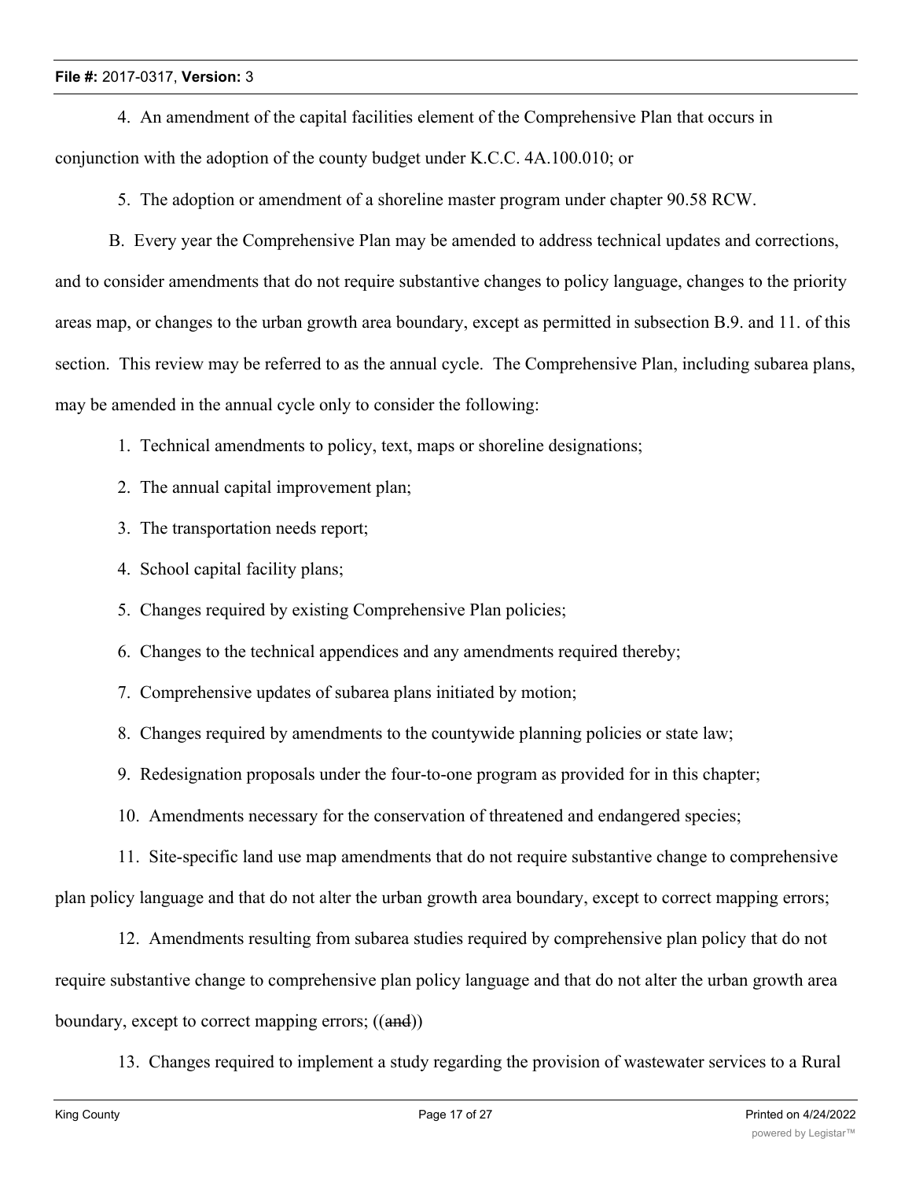4. An amendment of the capital facilities element of the Comprehensive Plan that occurs in conjunction with the adoption of the county budget under K.C.C. 4A.100.010; or

5. The adoption or amendment of a shoreline master program under chapter 90.58 RCW.

B. Every year the Comprehensive Plan may be amended to address technical updates and corrections, and to consider amendments that do not require substantive changes to policy language, changes to the priority areas map, or changes to the urban growth area boundary, except as permitted in subsection B.9. and 11. of this section. This review may be referred to as the annual cycle. The Comprehensive Plan, including subarea plans, may be amended in the annual cycle only to consider the following:

1. Technical amendments to policy, text, maps or shoreline designations;

2. The annual capital improvement plan;

3. The transportation needs report;

4. School capital facility plans;

5. Changes required by existing Comprehensive Plan policies;

6. Changes to the technical appendices and any amendments required thereby;

7. Comprehensive updates of subarea plans initiated by motion;

8. Changes required by amendments to the countywide planning policies or state law;

9. Redesignation proposals under the four-to-one program as provided for in this chapter;

10. Amendments necessary for the conservation of threatened and endangered species;

11. Site-specific land use map amendments that do not require substantive change to comprehensive plan policy language and that do not alter the urban growth area boundary, except to correct mapping errors;

12. Amendments resulting from subarea studies required by comprehensive plan policy that do not require substantive change to comprehensive plan policy language and that do not alter the urban growth area boundary, except to correct mapping errors; ((~~and~~))

13. Changes required to implement a study regarding the provision of wastewater services to a Rural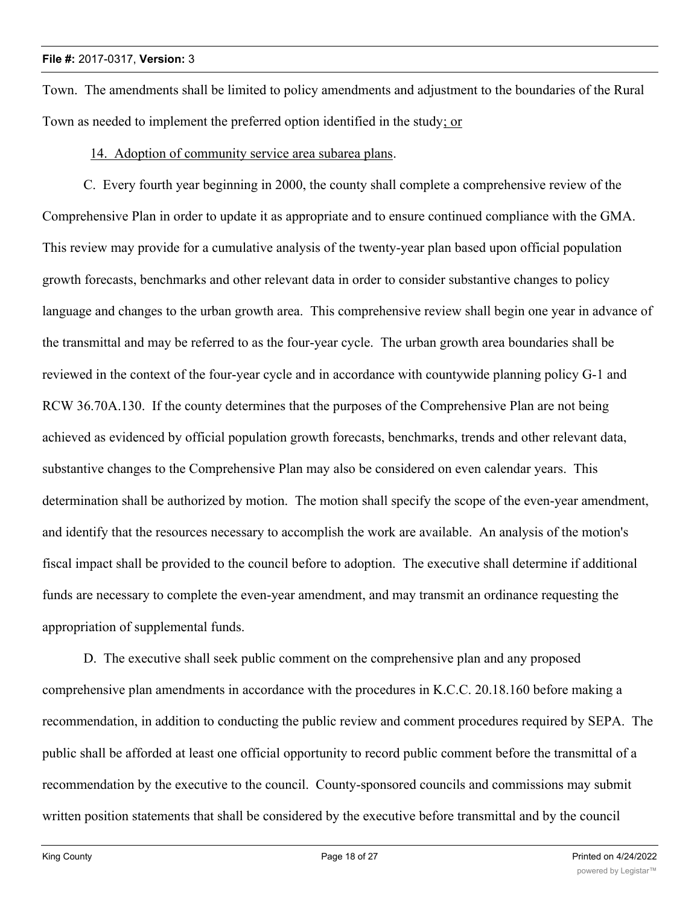Town. The amendments shall be limited to policy amendments and adjustment to the boundaries of the Rural Town as needed to implement the preferred option identified in the study<u>; or</u>

<u>14. Adoption of community service area subarea plans</u>.

C. Every fourth year beginning in 2000, the county shall complete a comprehensive review of the Comprehensive Plan in order to update it as appropriate and to ensure continued compliance with the GMA. This review may provide for a cumulative analysis of the twenty-year plan based upon official population growth forecasts, benchmarks and other relevant data in order to consider substantive changes to policy language and changes to the urban growth area. This comprehensive review shall begin one year in advance of the transmittal and may be referred to as the four-year cycle. The urban growth area boundaries shall be reviewed in the context of the four-year cycle and in accordance with countywide planning policy G-1 and RCW 36.70A.130. If the county determines that the purposes of the Comprehensive Plan are not being achieved as evidenced by official population growth forecasts, benchmarks, trends and other relevant data, substantive changes to the Comprehensive Plan may also be considered on even calendar years. This determination shall be authorized by motion. The motion shall specify the scope of the even-year amendment, and identify that the resources necessary to accomplish the work are available. An analysis of the motion's fiscal impact shall be provided to the council before to adoption. The executive shall determine if additional funds are necessary to complete the even-year amendment, and may transmit an ordinance requesting the appropriation of supplemental funds.

D. The executive shall seek public comment on the comprehensive plan and any proposed comprehensive plan amendments in accordance with the procedures in K.C.C. 20.18.160 before making a recommendation, in addition to conducting the public review and comment procedures required by SEPA. The public shall be afforded at least one official opportunity to record public comment before the transmittal of a recommendation by the executive to the council. County-sponsored councils and commissions may submit written position statements that shall be considered by the executive before transmittal and by the council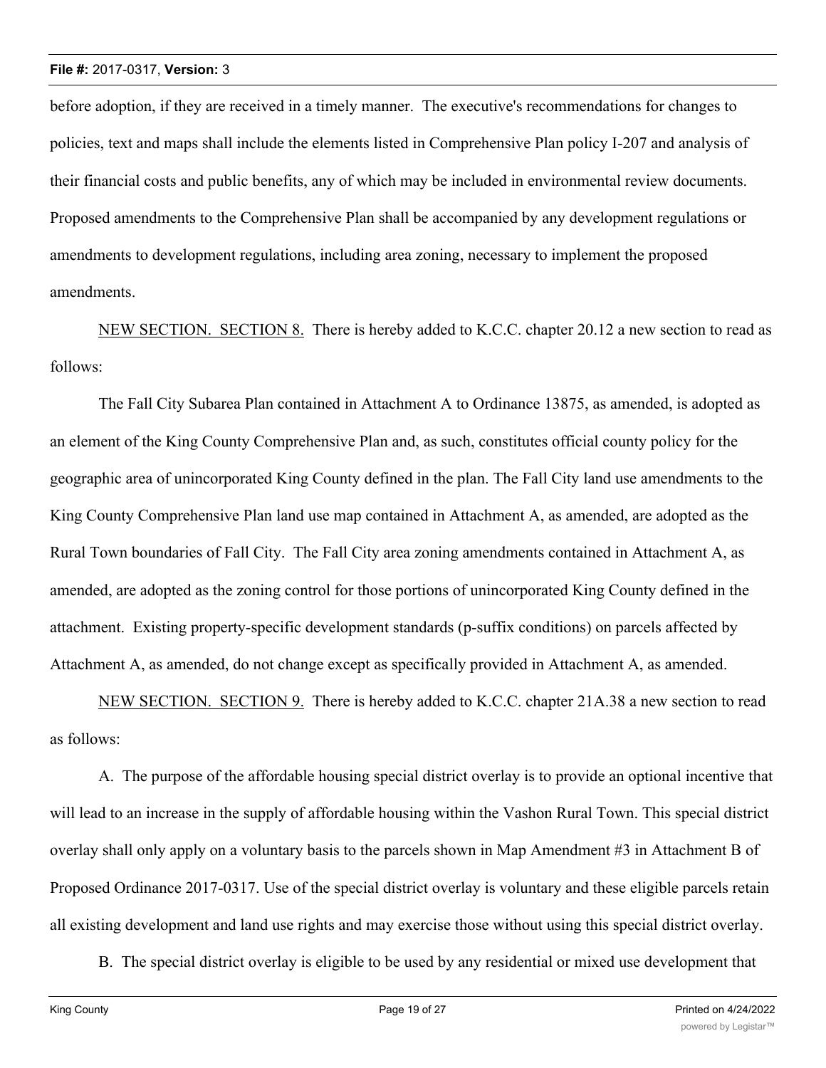before adoption, if they are received in a timely manner. The executive's recommendations for changes to policies, text and maps shall include the elements listed in Comprehensive Plan policy I-207 and analysis of their financial costs and public benefits, any of which may be included in environmental review documents. Proposed amendments to the Comprehensive Plan shall be accompanied by any development regulations or amendments to development regulations, including area zoning, necessary to implement the proposed amendments.

NEW SECTION. SECTION 8. There is hereby added to K.C.C. chapter 20.12 a new section to read as follows:

The Fall City Subarea Plan contained in Attachment A to Ordinance 13875, as amended, is adopted as an element of the King County Comprehensive Plan and, as such, constitutes official county policy for the geographic area of unincorporated King County defined in the plan. The Fall City land use amendments to the King County Comprehensive Plan land use map contained in Attachment A, as amended, are adopted as the Rural Town boundaries of Fall City. The Fall City area zoning amendments contained in Attachment A, as amended, are adopted as the zoning control for those portions of unincorporated King County defined in the attachment. Existing property-specific development standards (p-suffix conditions) on parcels affected by Attachment A, as amended, do not change except as specifically provided in Attachment A, as amended.

NEW SECTION. SECTION 9. There is hereby added to K.C.C. chapter 21A.38 a new section to read as follows:

A. The purpose of the affordable housing special district overlay is to provide an optional incentive that will lead to an increase in the supply of affordable housing within the Vashon Rural Town. This special district overlay shall only apply on a voluntary basis to the parcels shown in Map Amendment #3 in Attachment B of Proposed Ordinance 2017-0317. Use of the special district overlay is voluntary and these eligible parcels retain all existing development and land use rights and may exercise those without using this special district overlay.

B. The special district overlay is eligible to be used by any residential or mixed use development that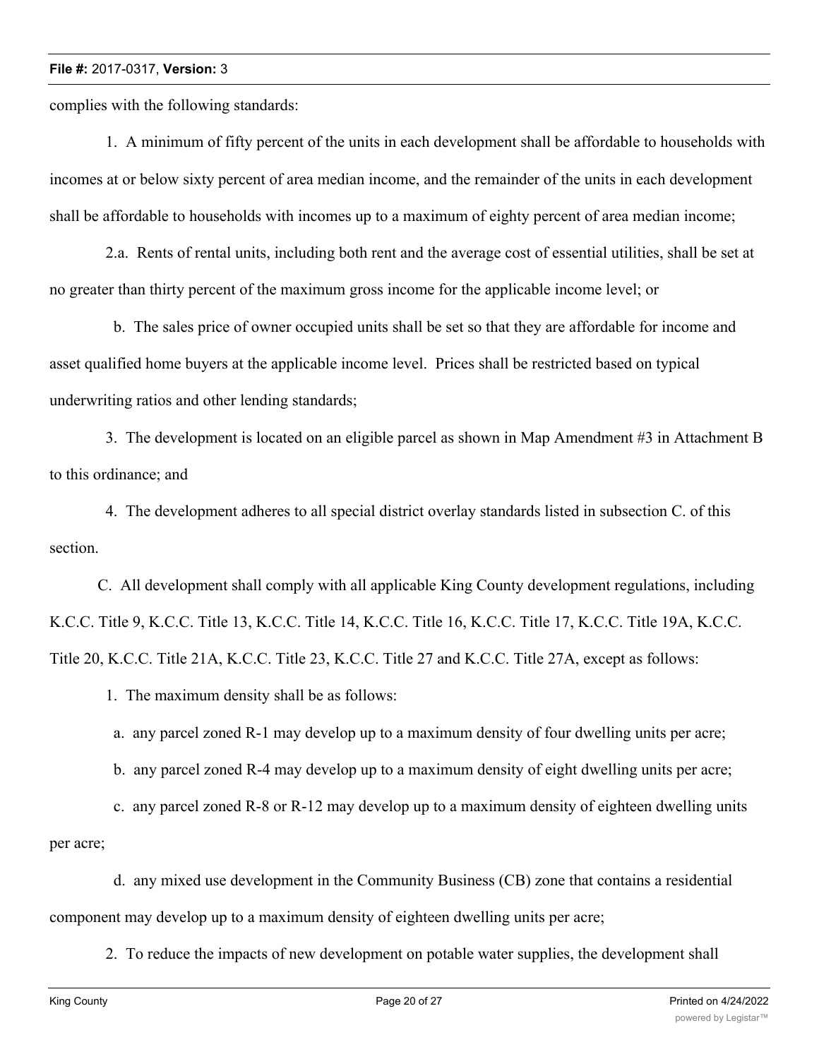complies with the following standards:

1. A minimum of fifty percent of the units in each development shall be affordable to households with incomes at or below sixty percent of area median income, and the remainder of the units in each development shall be affordable to households with incomes up to a maximum of eighty percent of area median income;

2.a. Rents of rental units, including both rent and the average cost of essential utilities, shall be set at no greater than thirty percent of the maximum gross income for the applicable income level; or

b. The sales price of owner occupied units shall be set so that they are affordable for income and asset qualified home buyers at the applicable income level. Prices shall be restricted based on typical underwriting ratios and other lending standards;

3. The development is located on an eligible parcel as shown in Map Amendment #3 in Attachment B to this ordinance; and

4. The development adheres to all special district overlay standards listed in subsection C. of this section.

C. All development shall comply with all applicable King County development regulations, including K.C.C. Title 9, K.C.C. Title 13, K.C.C. Title 14, K.C.C. Title 16, K.C.C. Title 17, K.C.C. Title 19A, K.C.C. Title 20, K.C.C. Title 21A, K.C.C. Title 23, K.C.C. Title 27 and K.C.C. Title 27A, except as follows:

1. The maximum density shall be as follows:

a. any parcel zoned R-1 may develop up to a maximum density of four dwelling units per acre;

b. any parcel zoned R-4 may develop up to a maximum density of eight dwelling units per acre;

c. any parcel zoned R-8 or R-12 may develop up to a maximum density of eighteen dwelling units per acre;

d. any mixed use development in the Community Business (CB) zone that contains a residential component may develop up to a maximum density of eighteen dwelling units per acre;

2. To reduce the impacts of new development on potable water supplies, the development shall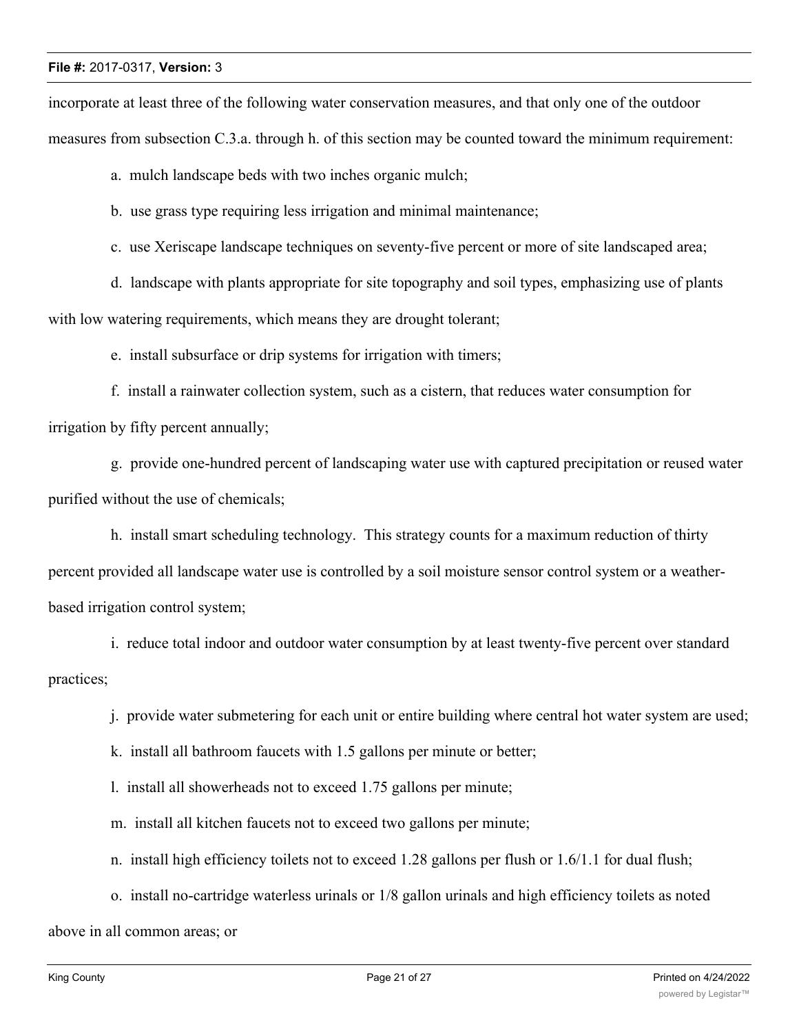incorporate at least three of the following water conservation measures, and that only one of the outdoor measures from subsection C.3.a. through h. of this section may be counted toward the minimum requirement:

a. mulch landscape beds with two inches organic mulch;

b. use grass type requiring less irrigation and minimal maintenance;

c. use Xeriscape landscape techniques on seventy-five percent or more of site landscaped area;

d. landscape with plants appropriate for site topography and soil types, emphasizing use of plants with low watering requirements, which means they are drought tolerant;

e. install subsurface or drip systems for irrigation with timers;

f. install a rainwater collection system, such as a cistern, that reduces water consumption for irrigation by fifty percent annually;

g. provide one-hundred percent of landscaping water use with captured precipitation or reused water purified without the use of chemicals;

h. install smart scheduling technology. This strategy counts for a maximum reduction of thirty percent provided all landscape water use is controlled by a soil moisture sensor control system or a weather-based irrigation control system;

i. reduce total indoor and outdoor water consumption by at least twenty-five percent over standard practices;

j. provide water submetering for each unit or entire building where central hot water system are used;

k. install all bathroom faucets with 1.5 gallons per minute or better;

l. install all showerheads not to exceed 1.75 gallons per minute;

m. install all kitchen faucets not to exceed two gallons per minute;

n. install high efficiency toilets not to exceed 1.28 gallons per flush or 1.6/1.1 for dual flush;

o. install no-cartridge waterless urinals or 1/8 gallon urinals and high efficiency toilets as noted above in all common areas; or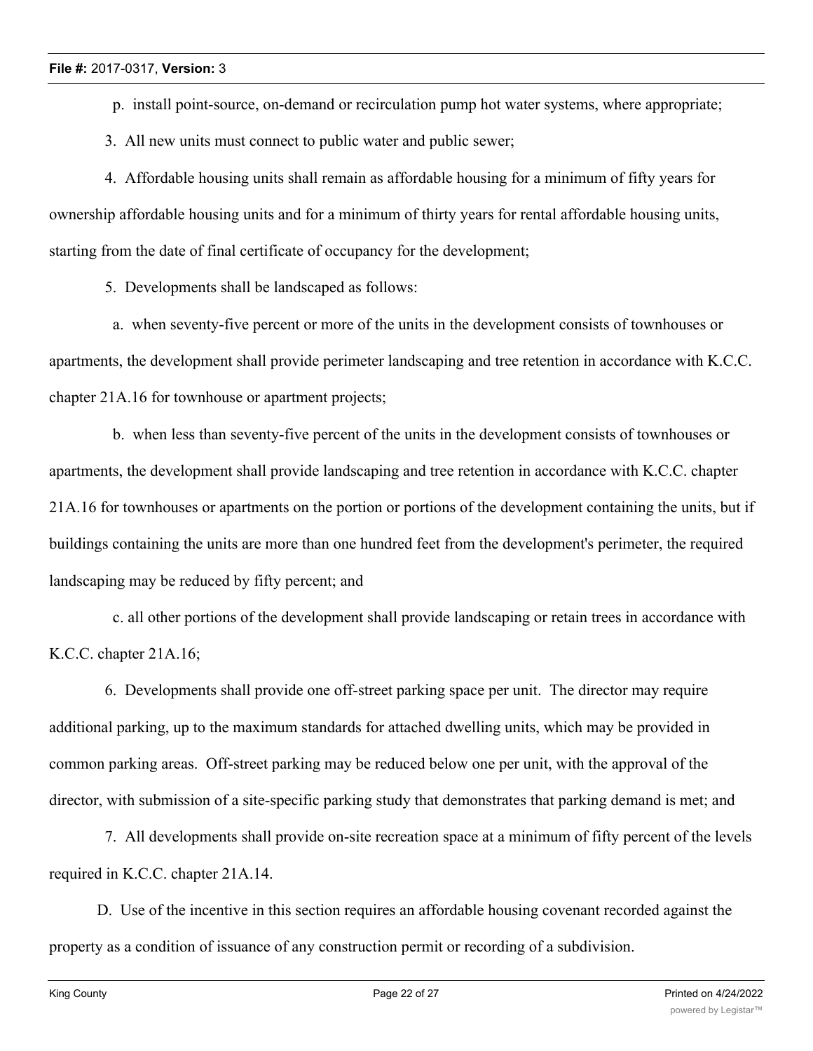p. install point-source, on-demand or recirculation pump hot water systems, where appropriate;

3. All new units must connect to public water and public sewer;

4. Affordable housing units shall remain as affordable housing for a minimum of fifty years for ownership affordable housing units and for a minimum of thirty years for rental affordable housing units, starting from the date of final certificate of occupancy for the development;

5. Developments shall be landscaped as follows:

a. when seventy-five percent or more of the units in the development consists of townhouses or apartments, the development shall provide perimeter landscaping and tree retention in accordance with K.C.C. chapter 21A.16 for townhouse or apartment projects;

b. when less than seventy-five percent of the units in the development consists of townhouses or apartments, the development shall provide landscaping and tree retention in accordance with K.C.C. chapter 21A.16 for townhouses or apartments on the portion or portions of the development containing the units, but if buildings containing the units are more than one hundred feet from the development's perimeter, the required landscaping may be reduced by fifty percent; and

c. all other portions of the development shall provide landscaping or retain trees in accordance with K.C.C. chapter 21A.16;

6. Developments shall provide one off-street parking space per unit. The director may require additional parking, up to the maximum standards for attached dwelling units, which may be provided in common parking areas. Off-street parking may be reduced below one per unit, with the approval of the director, with submission of a site-specific parking study that demonstrates that parking demand is met; and

7. All developments shall provide on-site recreation space at a minimum of fifty percent of the levels required in K.C.C. chapter 21A.14.

D. Use of the incentive in this section requires an affordable housing covenant recorded against the property as a condition of issuance of any construction permit or recording of a subdivision.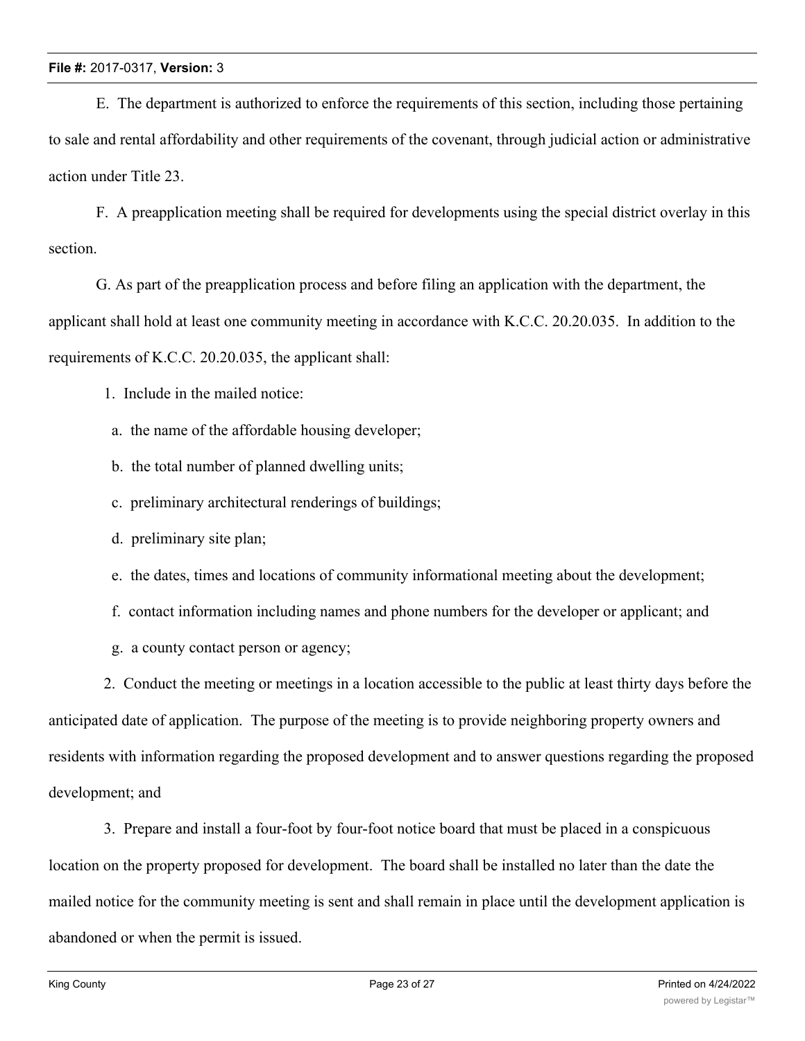E. The department is authorized to enforce the requirements of this section, including those pertaining to sale and rental affordability and other requirements of the covenant, through judicial action or administrative action under Title 23.

F. A preapplication meeting shall be required for developments using the special district overlay in this section.

G. As part of the preapplication process and before filing an application with the department, the applicant shall hold at least one community meeting in accordance with K.C.C. 20.20.035. In addition to the requirements of K.C.C. 20.20.035, the applicant shall:

1. Include in the mailed notice:

a. the name of the affordable housing developer;

b. the total number of planned dwelling units;

c. preliminary architectural renderings of buildings;

d. preliminary site plan;

e. the dates, times and locations of community informational meeting about the development;

f. contact information including names and phone numbers for the developer or applicant; and

g. a county contact person or agency;

2. Conduct the meeting or meetings in a location accessible to the public at least thirty days before the anticipated date of application. The purpose of the meeting is to provide neighboring property owners and residents with information regarding the proposed development and to answer questions regarding the proposed development; and

3. Prepare and install a four-foot by four-foot notice board that must be placed in a conspicuous location on the property proposed for development. The board shall be installed no later than the date the mailed notice for the community meeting is sent and shall remain in place until the development application is abandoned or when the permit is issued.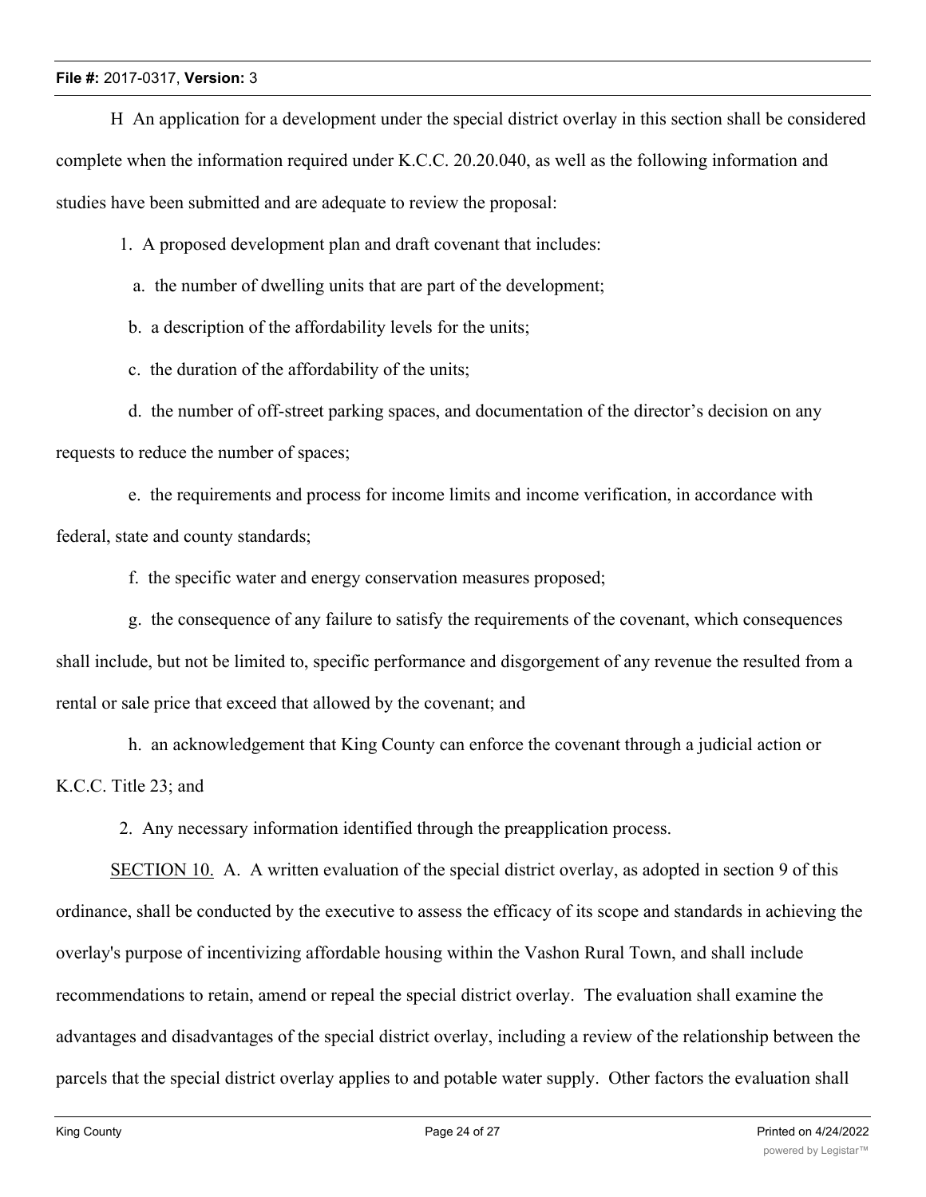H An application for a development under the special district overlay in this section shall be considered complete when the information required under K.C.C. 20.20.040, as well as the following information and studies have been submitted and are adequate to review the proposal:

1. A proposed development plan and draft covenant that includes:

a. the number of dwelling units that are part of the development;

b. a description of the affordability levels for the units;

c. the duration of the affordability of the units;

d. the number of off-street parking spaces, and documentation of the director's decision on any requests to reduce the number of spaces;

e. the requirements and process for income limits and income verification, in accordance with federal, state and county standards;

f. the specific water and energy conservation measures proposed;

g. the consequence of any failure to satisfy the requirements of the covenant, which consequences shall include, but not be limited to, specific performance and disgorgement of any revenue the resulted from a rental or sale price that exceed that allowed by the covenant; and

h. an acknowledgement that King County can enforce the covenant through a judicial action or K.C.C. Title 23; and

2. Any necessary information identified through the preapplication process.

SECTION 10. A. A written evaluation of the special district overlay, as adopted in section 9 of this ordinance, shall be conducted by the executive to assess the efficacy of its scope and standards in achieving the overlay's purpose of incentivizing affordable housing within the Vashon Rural Town, and shall include recommendations to retain, amend or repeal the special district overlay. The evaluation shall examine the advantages and disadvantages of the special district overlay, including a review of the relationship between the parcels that the special district overlay applies to and potable water supply. Other factors the evaluation shall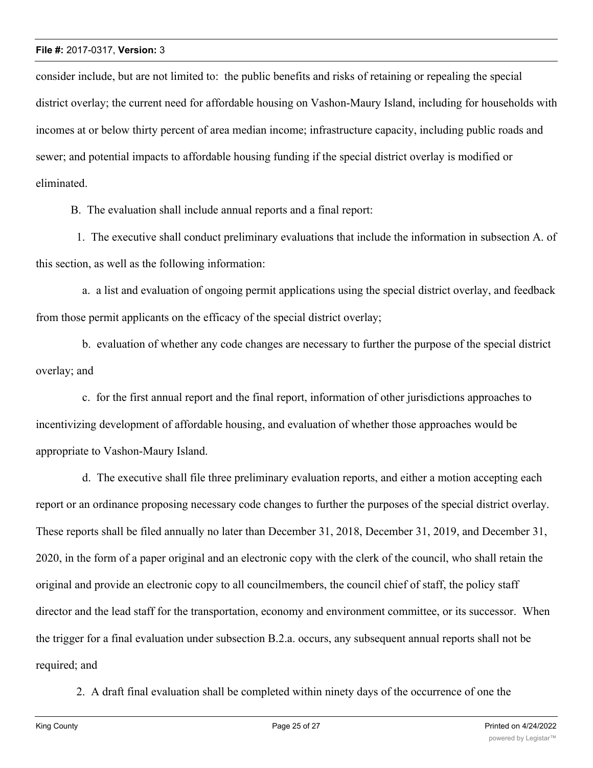consider include, but are not limited to: the public benefits and risks of retaining or repealing the special district overlay; the current need for affordable housing on Vashon-Maury Island, including for households with incomes at or below thirty percent of area median income; infrastructure capacity, including public roads and sewer; and potential impacts to affordable housing funding if the special district overlay is modified or eliminated.

B. The evaluation shall include annual reports and a final report:

1. The executive shall conduct preliminary evaluations that include the information in subsection A. of this section, as well as the following information:

a. a list and evaluation of ongoing permit applications using the special district overlay, and feedback from those permit applicants on the efficacy of the special district overlay;

b. evaluation of whether any code changes are necessary to further the purpose of the special district overlay; and

c. for the first annual report and the final report, information of other jurisdictions approaches to incentivizing development of affordable housing, and evaluation of whether those approaches would be appropriate to Vashon-Maury Island.

d. The executive shall file three preliminary evaluation reports, and either a motion accepting each report or an ordinance proposing necessary code changes to further the purposes of the special district overlay. These reports shall be filed annually no later than December 31, 2018, December 31, 2019, and December 31, 2020, in the form of a paper original and an electronic copy with the clerk of the council, who shall retain the original and provide an electronic copy to all councilmembers, the council chief of staff, the policy staff director and the lead staff for the transportation, economy and environment committee, or its successor. When the trigger for a final evaluation under subsection B.2.a. occurs, any subsequent annual reports shall not be required; and

2. A draft final evaluation shall be completed within ninety days of the occurrence of one the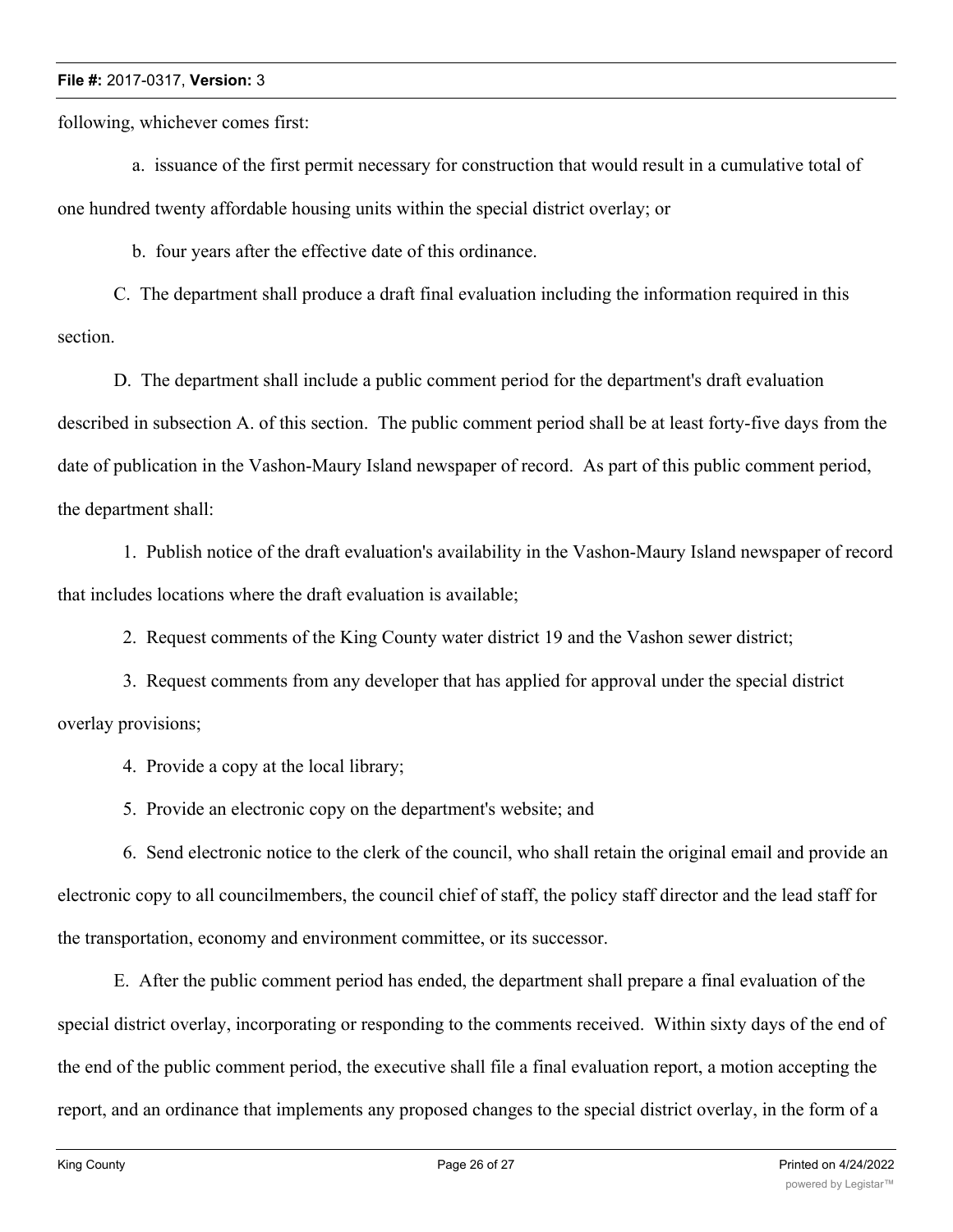following, whichever comes first:

a. issuance of the first permit necessary for construction that would result in a cumulative total of one hundred twenty affordable housing units within the special district overlay; or

b. four years after the effective date of this ordinance.

C. The department shall produce a draft final evaluation including the information required in this section.

D. The department shall include a public comment period for the department's draft evaluation described in subsection A. of this section. The public comment period shall be at least forty-five days from the date of publication in the Vashon-Maury Island newspaper of record. As part of this public comment period, the department shall:

1. Publish notice of the draft evaluation's availability in the Vashon-Maury Island newspaper of record that includes locations where the draft evaluation is available;

2. Request comments of the King County water district 19 and the Vashon sewer district;

3. Request comments from any developer that has applied for approval under the special district overlay provisions;

4. Provide a copy at the local library;

5. Provide an electronic copy on the department's website; and

6. Send electronic notice to the clerk of the council, who shall retain the original email and provide an electronic copy to all councilmembers, the council chief of staff, the policy staff director and the lead staff for the transportation, economy and environment committee, or its successor.

E. After the public comment period has ended, the department shall prepare a final evaluation of the special district overlay, incorporating or responding to the comments received. Within sixty days of the end of the end of the public comment period, the executive shall file a final evaluation report, a motion accepting the report, and an ordinance that implements any proposed changes to the special district overlay, in the form of a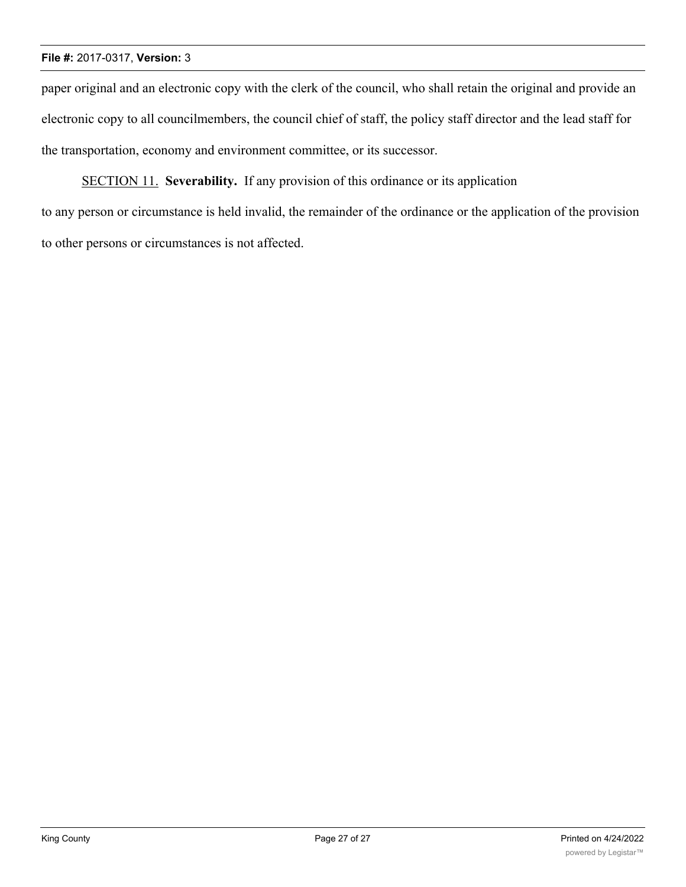paper original and an electronic copy with the clerk of the council, who shall retain the original and provide an electronic copy to all councilmembers, the council chief of staff, the policy staff director and the lead staff for the transportation, economy and environment committee, or its successor.

SECTION 11. **Severability.** If any provision of this ordinance or its application to any person or circumstance is held invalid, the remainder of the ordinance or the application of the provision to other persons or circumstances is not affected.